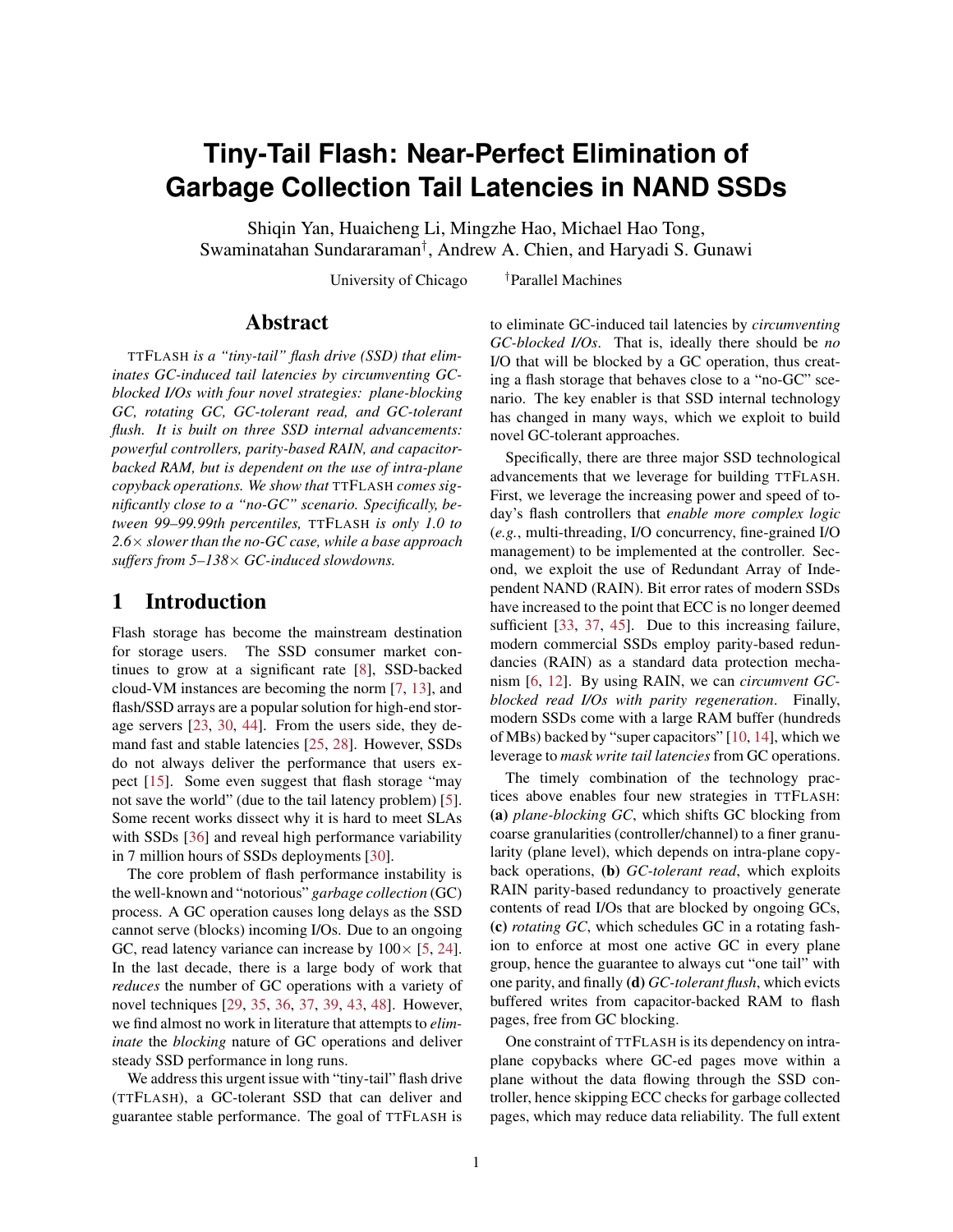# Tiny-Tail Flash: Near-Perfect Elimination of Garbage Collection Tail Latencies in NAND SSDs

Shiqin Yan, Huaicheng Li, Mingzhe Hao, Michael Hao Tong, Swaminathan Sundararaman[†], Andrew A. Chien, and Haryadi S. Gunawi

University of Chicago [†]Parallel Machines

## Abstract

*TTFLASH is a "tiny-tail" flash drive (SSD) that eliminates GC-induced tail latencies by circumventing GC-blocked I/Os with four novel strategies: plane-blocking GC, rotating GC, GC-tolerant read, and GC-tolerant flush. It is built on three SSD internal advancements: powerful controllers, parity-based RAIN, and capacitor-backed RAM, but is dependent on the use of intra-plane copyback operations. We show that TTFLASH comes significantly close to a "no-GC" scenario. Specifically, between 99–99.99th percentiles, TTFLASH is only 1.0 to 2.6× slower than the no-GC case, while a base approach suffers from 5–138× GC-induced slowdowns.*

## 1 Introduction

Flash storage has become the mainstream destination for storage users. The SSD consumer market continues to grow at a significant rate [8], SSD-backed cloud-VM instances are becoming the norm [7, 13], and flash/SSD arrays are a popular solution for high-end storage servers [23, 30, 44]. From the users side, they demand fast and stable latencies [25, 28]. However, SSDs do not always deliver the performance that users expect [15]. Some even suggest that flash storage "may not save the world" (due to the tail latency problem) [5]. Some recent works dissect why it is hard to meet SLAs with SSDs [36] and reveal high performance variability in 7 million hours of SSDs deployments [30].

The core problem of flash performance instability is the well-known and "notorious" *garbage collection* (GC) process. A GC operation causes long delays as the SSD cannot serve (blocks) incoming I/Os. Due to an ongoing GC, read latency variance can increase by 100× [5, 24]. In the last decade, there is a large body of work that *reduces* the number of GC operations with a variety of novel techniques [29, 35, 36, 37, 39, 43, 48]. However, we find almost no work in literature that attempts to *eliminate* the *blocking* nature of GC operations and deliver steady SSD performance in long runs.

We address this urgent issue with "tiny-tail" flash drive (TTFLASH), a GC-tolerant SSD that can deliver and guarantee stable performance. The goal of TTFLASH is to eliminate GC-induced tail latencies by *circumventing GC-blocked I/Os*. That is, ideally there should be *no* I/O that will be blocked by a GC operation, thus creating a flash storage that behaves close to a "no-GC" scenario. The key enabler is that SSD internal technology has changed in many ways, which we exploit to build novel GC-tolerant approaches.

Specifically, there are three major SSD technological advancements that we leverage for building TTFLASH. First, we leverage the increasing power and speed of today's flash controllers that *enable more complex logic* (*e.g.*, multi-threading, I/O concurrency, fine-grained I/O management) to be implemented at the controller. Second, we exploit the use of Redundant Array of Independent NAND (RAIN). Bit error rates of modern SSDs have increased to the point that ECC is no longer deemed sufficient [33, 37, 45]. Due to this increasing failure, modern commercial SSDs employ parity-based redundancies (RAIN) as a standard data protection mechanism [6, 12]. By using RAIN, we can *circumvent GC-blocked read I/Os with parity regeneration*. Finally, modern SSDs come with a large RAM buffer (hundreds of MBs) backed by "super capacitors" [10, 14], which we leverage to *mask write tail latencies* from GC operations.

The timely combination of the technology practices above enables four new strategies in TTFLASH: **(a)** *plane-blocking GC*, which shifts GC blocking from coarse granularities (controller/channel) to a finer granularity (plane level), which depends on intra-plane copyback operations, **(b)** *GC-tolerant read*, which exploits RAIN parity-based redundancy to proactively generate contents of read I/Os that are blocked by ongoing GCs, **(c)** *rotating GC*, which schedules GC in a rotating fashion to enforce at most one active GC in every plane group, hence the guarantee to always cut "one tail" with one parity, and finally **(d)** *GC-tolerant flush*, which evicts buffered writes from capacitor-backed RAM to flash pages, free from GC blocking.

One constraint of TTFLASH is its dependency on intra-plane copybacks where GC-ed pages move within a plane without the data flowing through the SSD controller, hence skipping ECC checks for garbage collected pages, which may reduce data reliability. The full extent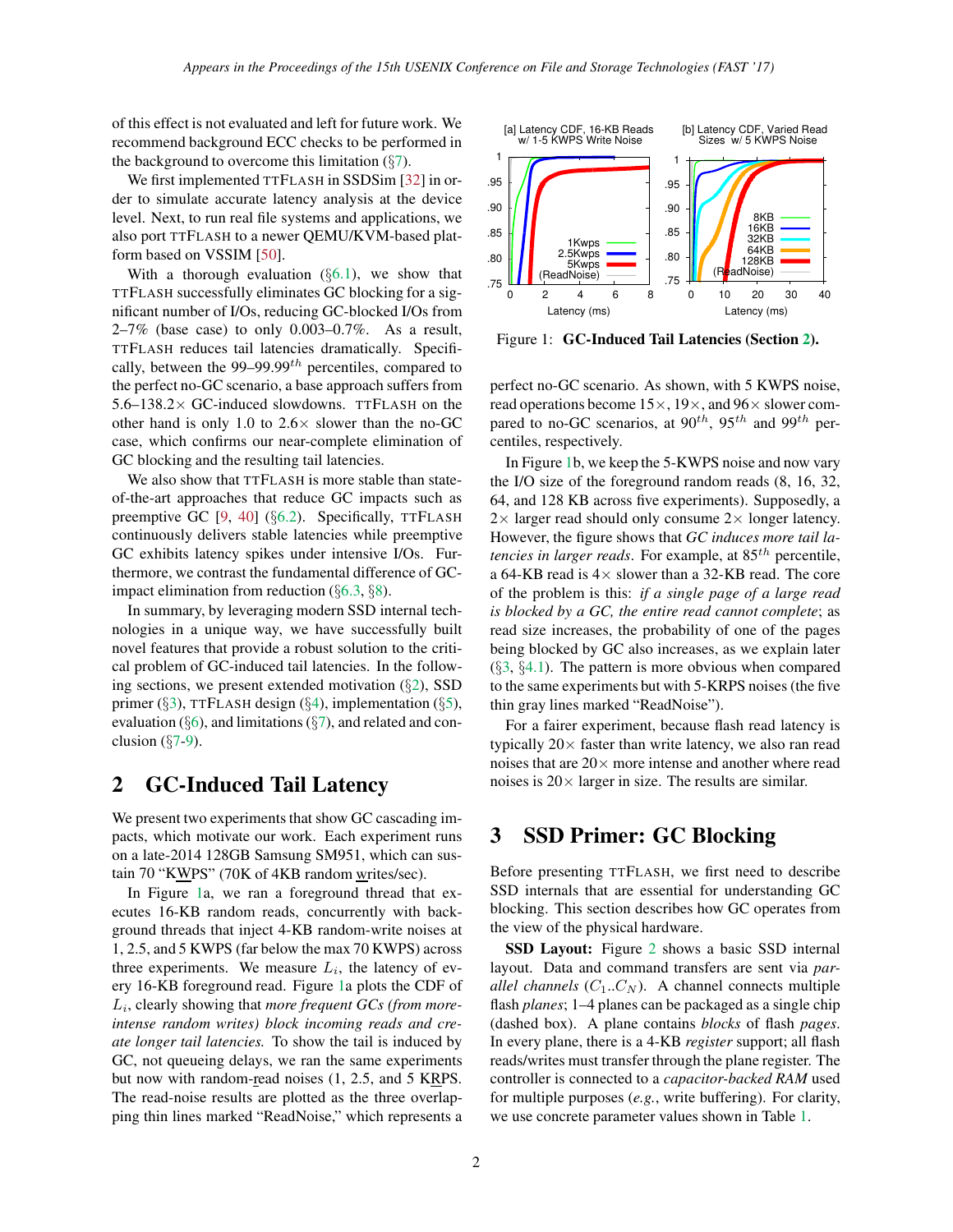of this effect is not evaluated and left for future work. We recommend background ECC checks to be performed in the background to overcome this limitation (§7).

We first implemented TTFLASH in SSDSim [32] in order to simulate accurate latency analysis at the device level. Next, to run real file systems and applications, we also port TTFLASH to a newer QEMU/KVM-based platform based on VSSIM [50].

With a thorough evaluation (§6.1), we show that TTFLASH successfully eliminates GC blocking for a significant number of I/Os, reducing GC-blocked I/Os from 2–7% (base case) to only 0.003–0.7%. As a result, TTFLASH reduces tail latencies dramatically. Specifically, between the 99–99.99$^{th}$ percentiles, compared to the perfect no-GC scenario, a base approach suffers from 5.6–138.2× GC-induced slowdowns. TTFLASH on the other hand is only 1.0 to 2.6× slower than the no-GC case, which confirms our near-complete elimination of GC blocking and the resulting tail latencies.

We also show that TTFLASH is more stable than state-of-the-art approaches that reduce GC impacts such as preemptive GC [9, 40] (§6.2). Specifically, TTFLASH continuously delivers stable latencies while preemptive GC exhibits latency spikes under intensive I/Os. Furthermore, we contrast the fundamental difference of GC-impact elimination from reduction (§6.3, §8).

In summary, by leveraging modern SSD internal technologies in a unique way, we have successfully built novel features that provide a robust solution to the critical problem of GC-induced tail latencies. In the following sections, we present extended motivation (§2), SSD primer (§3), TTFLASH design (§4), implementation (§5), evaluation (§6), and limitations (§7), and related and conclusion (§7-9).

## 2 GC-Induced Tail Latency

We present two experiments that show GC cascading impacts, which motivate our work. Each experiment runs on a late-2014 128GB Samsung SM951, which can sustain 70 "KWPS" (70K of 4KB random writes/sec).

In Figure 1a, we ran a foreground thread that executes 16-KB random reads, concurrently with background threads that inject 4-KB random-write noises at 1, 2.5, and 5 KWPS (far below the max 70 KWPS) across three experiments. We measure $L_i$, the latency of every 16-KB foreground read. Figure 1a plots the CDF of $L_i$, clearly showing that *more frequent GCs (from more-intense random writes) block incoming reads and create longer tail latencies.* To show the tail is induced by GC, not queueing delays, we ran the same experiments but now with random-read noises (1, 2.5, and 5 KRPS. The read-noise results are plotted as the three overlapping thin lines marked "ReadNoise," which represents a perfect no-GC scenario. As shown, with 5 KWPS noise, read operations become 15×, 19×, and 96× slower compared to no-GC scenarios, at 90$^{th}$, 95$^{th}$ and 99$^{th}$ percentiles, respectively.

Figure 1: **GC-Induced Tail Latencies (Section 2).**

In Figure 1b, we keep the 5-KWPS noise and now vary the I/O size of the foreground random reads (8, 16, 32, 64, and 128 KB across five experiments). Supposedly, a 2× larger read should only consume 2× longer latency. However, the figure shows that *GC induces more tail latencies in larger reads*. For example, at 85$^{th}$ percentile, a 64-KB read is 4× slower than a 32-KB read. The core of the problem is this: *if a single page of a large read is blocked by a GC, the entire read cannot complete*; as read size increases, the probability of one of the pages being blocked by GC also increases, as we explain later (§3, §4.1). The pattern is more obvious when compared to the same experiments but with 5-KRPS noises (the five thin gray lines marked "ReadNoise").

For a fairer experiment, because flash read latency is typically 20× faster than write latency, we also ran read noises that are 20× more intense and another where read noises is 20× larger in size. The results are similar.

## 3 SSD Primer: GC Blocking

Before presenting TTFLASH, we first need to describe SSD internals that are essential for understanding GC blocking. This section describes how GC operates from the view of the physical hardware.

**SSD Layout:** Figure 2 shows a basic SSD internal layout. Data and command transfers are sent via *parallel channels* ($C_1..C_N$). A channel connects multiple flash *planes*; 1–4 planes can be packaged as a single chip (dashed box). A plane contains *blocks* of flash *pages*. In every plane, there is a 4-KB *register* support; all flash reads/writes must transfer through the plane register. The controller is connected to a *capacitor-backed RAM* used for multiple purposes (*e.g.,* write buffering). For clarity, we use concrete parameter values shown in Table 1.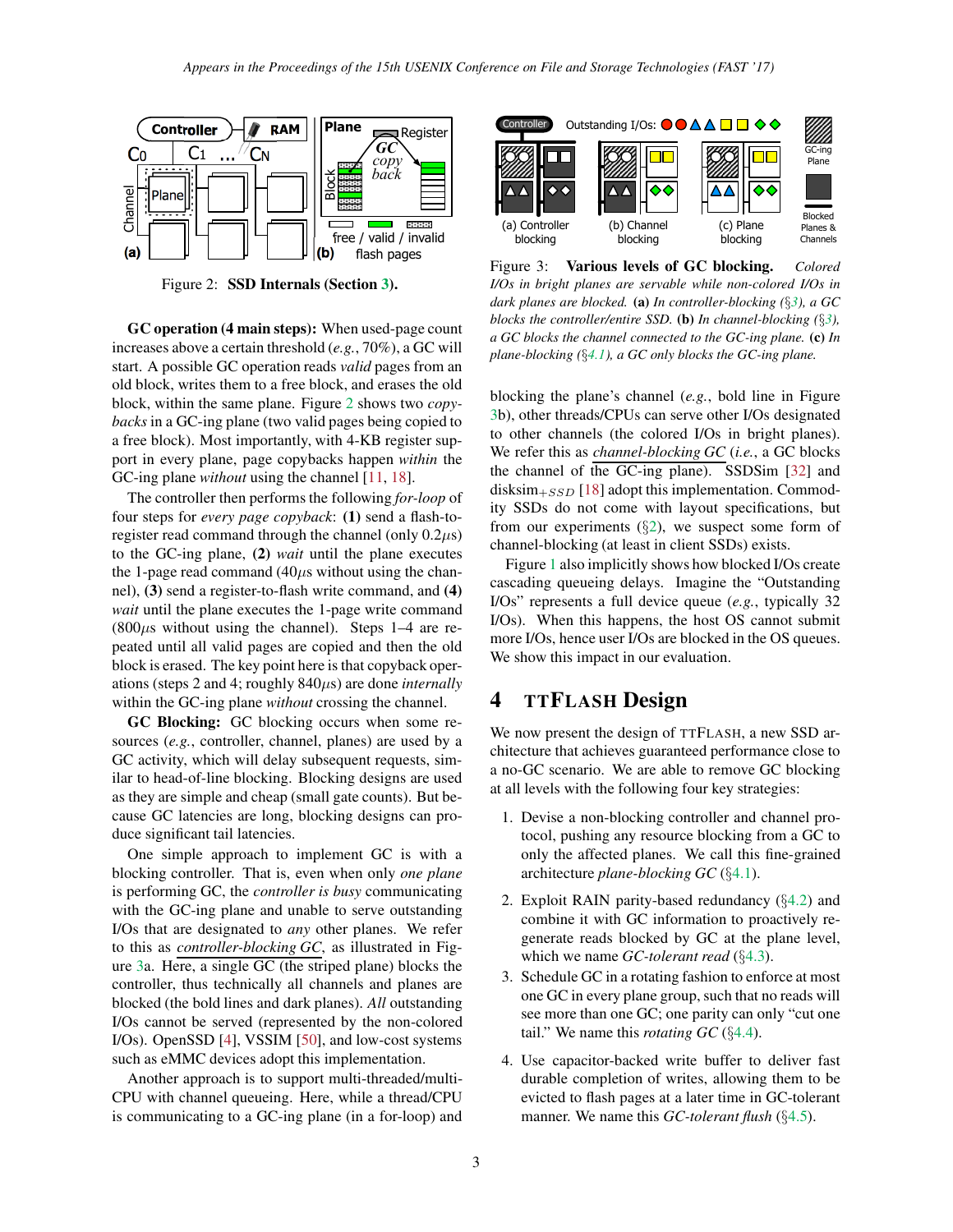Figure 2: **SSD Internals (Section 3).**

**GC operation (4 main steps):** When used-page count increases above a certain threshold (*e.g.*, 70%), a GC will start. A possible GC operation reads *valid* pages from an old block, writes them to a free block, and erases the old block, within the same plane. Figure 2 shows two *copybacks* in a GC-ing plane (two valid pages being copied to a free block). Most importantly, with 4-KB register support in every plane, page copybacks happen *within* the GC-ing plane *without* using the channel [11, 18].

The controller then performs the following *for-loop* of four steps for *every page copyback*: **(1)** send a flash-to-register read command through the channel (only 0.2$\mu$s) to the GC-ing plane, **(2)** *wait* until the plane executes the 1-page read command (40$\mu$s without using the channel), **(3)** send a register-to-flash write command, and **(4)** *wait* until the plane executes the 1-page write command (800$\mu$s without using the channel). Steps 1–4 are repeated until all valid pages are copied and then the old block is erased. The key point here is that copyback operations (steps 2 and 4; roughly 840$\mu$s) are done *internally* within the GC-ing plane *without* crossing the channel.

**GC Blocking:** GC blocking occurs when some resources (*e.g.*, controller, channel, planes) are used by a GC activity, which will delay subsequent requests, similar to head-of-line blocking. Blocking designs are used as they are simple and cheap (small gate counts). But because GC latencies are long, blocking designs can produce significant tail latencies.

One simple approach to implement GC is with a blocking controller. That is, even when only *one plane* is performing GC, the *controller is busy* communicating with the GC-ing plane and unable to serve outstanding I/Os that are designated to *any* other planes. We refer to this as *controller-blocking GC*, as illustrated in Figure 3a. Here, a single GC (the striped plane) blocks the controller, thus technically all channels and planes are blocked (the bold lines and dark planes). *All* outstanding I/Os cannot be served (represented by the non-colored I/Os). OpenSSD [4], VSSIM [50], and low-cost systems such as eMMC devices adopt this implementation.

Another approach is to support multi-threaded/multi-CPU with channel queueing. Here, while a thread/CPU is communicating to a GC-ing plane (in a for-loop) and blocking the plane's channel (*e.g.*, bold line in Figure 3b), other threads/CPUs can serve other I/Os designated to other channels (the colored I/Os in bright planes). We refer this as *channel-blocking GC* (*i.e.*, a GC blocks the channel of the GC-ing plane). SSDSim [32] and disksim$_{+SSD}$ [18] adopt this implementation. Commodity SSDs do not come with layout specifications, but from our experiments (§2), we suspect some form of channel-blocking (at least in client SSDs) exists.

Figure 3: **Various levels of GC blocking.** *Colored I/Os in bright planes are servable while non-colored I/Os in dark planes are blocked.* **(a)** *In controller-blocking (§3), a GC blocks the controller/entire SSD.* **(b)** *In channel-blocking (§3), a GC blocks the channel connected to the GC-ing plane.* **(c)** *In plane-blocking (§4.1), a GC only blocks the GC-ing plane.*

Figure 1 also implicitly shows how blocked I/Os create cascading queueing delays. Imagine the "Outstanding I/Os" represents a full device queue (*e.g.*, typically 32 I/Os). When this happens, the host OS cannot submit more I/Os, hence user I/Os are blocked in the OS queues. We show this impact in our evaluation.

# 4 TTFLASH Design

We now present the design of TTFLASH, a new SSD architecture that achieves guaranteed performance close to a no-GC scenario. We are able to remove GC blocking at all levels with the following four key strategies:

1. Devise a non-blocking controller and channel protocol, pushing any resource blocking from a GC to only the affected planes. We call this fine-grained architecture *plane-blocking GC* (§4.1).
2. Exploit RAIN parity-based redundancy (§4.2) and combine it with GC information to proactively regenerate reads blocked by GC at the plane level, which we name *GC-tolerant read* (§4.3).
3. Schedule GC in a rotating fashion to enforce at most one GC in every plane group, such that no reads will see more than one GC; one parity can only "cut one tail." We name this *rotating GC* (§4.4).
4. Use capacitor-backed write buffer to deliver fast durable completion of writes, allowing them to be evicted to flash pages at a later time in GC-tolerant manner. We name this *GC-tolerant flush* (§4.5).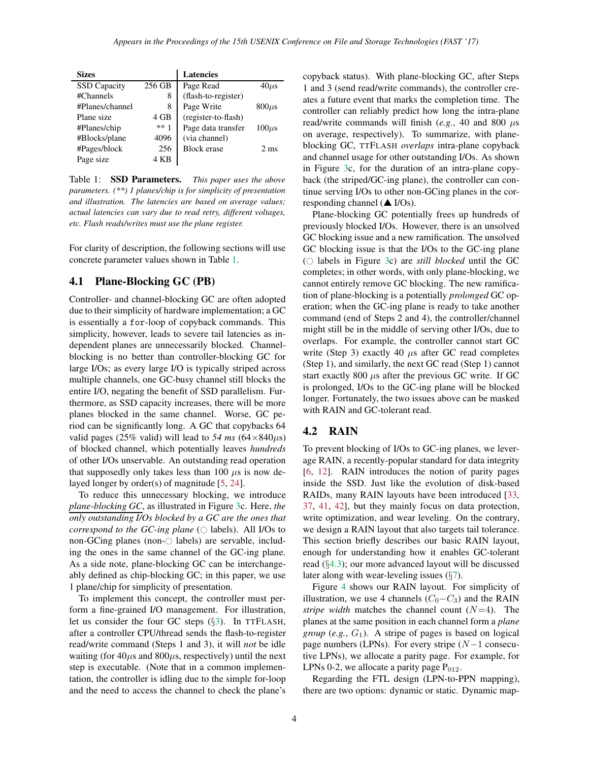| Sizes | | Latencies | |
|---|---|---|---|
| SSD Capacity | 256 GB | Page Read | 40$\mu$s |
| #Channels | 8 | (flash-to-register) | |
| #Planes/channel | 8 | Page Write | 800$\mu$s |
| Plane size | 4 GB | (register-to-flash) | |
| #Planes/chip | ** 1 | Page data transfer | 100$\mu$s |
| #Blocks/plane | 4096 | (via channel) | |
| #Pages/block | 256 | Block erase | 2 ms |
| Page size | 4 KB | | |

Table 1: **SSD Parameters.** *This paper uses the above parameters. (**) 1 planes/chip is for simplicity of presentation and illustration. The latencies are based on average values; actual latencies can vary due to read retry, different voltages, etc. Flash reads/writes must use the plane register.*

For clarity of description, the following sections will use concrete parameter values shown in Table 1.

## 4.1 Plane-Blocking GC (PB)

Controller- and channel-blocking GC are often adopted due to their simplicity of hardware implementation; a GC is essentially a `for`-loop of copyback commands. This simplicity, however, leads to severe tail latencies as independent planes are unnecessarily blocked. Channel-blocking is no better than controller-blocking GC for large I/Os; as every large I/O is typically striped across multiple channels, one GC-busy channel still blocks the entire I/O, negating the benefit of SSD parallelism. Furthermore, as SSD capacity increases, there will be more planes blocked in the same channel. Worse, GC period can be significantly long. A GC that copybacks 64 valid pages (25% valid) will lead to *54 ms* ($64\times840\mu$s) of blocked channel, which potentially leaves *hundreds* of other I/Os unservable. An outstanding read operation that supposedly only takes less than 100 $\mu$s is now delayed longer by order(s) of magnitude [5, 24].

To reduce this unnecessary blocking, we introduce *plane-blocking GC*, as illustrated in Figure 3c. Here, *the only outstanding I/Os blocked by a GC are the ones that correspond to the GC-ing plane* (○ labels). All I/Os to non-GCing planes (non-○ labels) are servable, including the ones in the same channel of the GC-ing plane. As a side note, plane-blocking GC can be interchangeably defined as chip-blocking GC; in this paper, we use 1 plane/chip for simplicity of presentation.

To implement this concept, the controller must perform a fine-grained I/O management. For illustration, let us consider the four GC steps (§3). In TTFLASH, after a controller CPU/thread sends the flash-to-register read/write command (Steps 1 and 3), it will *not* be idle waiting (for 40$\mu$s and 800$\mu$s, respectively) until the next step is executable. (Note that in a common implementation, the controller is idling due to the simple for-loop and the need to access the channel to check the plane's copyback status). With plane-blocking GC, after Steps 1 and 3 (send read/write commands), the controller creates a future event that marks the completion time. The controller can reliably predict how long the intra-plane read/write commands will finish (*e.g.*, 40 and 800 $\mu$s on average, respectively). To summarize, with plane-blocking GC, TTFLASH *overlaps* intra-plane copyback and channel usage for other outstanding I/Os. As shown in Figure 3c, for the duration of an intra-plane copyback (the striped/GC-ing plane), the controller can continue serving I/Os to other non-GCing planes in the corresponding channel (▲ I/Os).

Plane-blocking GC potentially frees up hundreds of previously blocked I/Os. However, there is an unsolved GC blocking issue and a new ramification. The unsolved GC blocking issue is that the I/Os to the GC-ing plane (○ labels in Figure 3c) are *still blocked* until the GC completes; in other words, with only plane-blocking, we cannot entirely remove GC blocking. The new ramification of plane-blocking is a potentially *prolonged* GC operation; when the GC-ing plane is ready to take another command (end of Steps 2 and 4), the controller/channel might still be in the middle of serving other I/Os, due to overlaps. For example, the controller cannot start GC write (Step 3) exactly 40 $\mu$s after GC read completes (Step 1), and similarly, the next GC read (Step 1) cannot start exactly 800 $\mu$s after the previous GC write. If GC is prolonged, I/Os to the GC-ing plane will be blocked longer. Fortunately, the two issues above can be masked with RAIN and GC-tolerant read.

## 4.2 RAIN

To prevent blocking of I/Os to GC-ing planes, we leverage RAIN, a recently-popular standard for data integrity [6, 12]. RAIN introduces the notion of parity pages inside the SSD. Just like the evolution of disk-based RAIDs, many RAIN layouts have been introduced [33, 37, 41, 42], but they mainly focus on data protection, write optimization, and wear leveling. On the contrary, we design a RAIN layout that also targets tail tolerance. This section briefly describes our basic RAIN layout, enough for understanding how it enables GC-tolerant read (§4.3); our more advanced layout will be discussed later along with wear-leveling issues (§7).

Figure 4 shows our RAIN layout. For simplicity of illustration, we use 4 channels ($C_0-C_3$) and the RAIN *stripe width* matches the channel count ($N$=4). The planes at the same position in each channel form a *plane group* (*e.g.*, $G_1$). A stripe of pages is based on logical page numbers (LPNs). For every stripe ($N-1$ consecutive LPNs), we allocate a parity page. For example, for LPNs 0-2, we allocate a parity page $P_{012}$.

Regarding the FTL design (LPN-to-PPN mapping), there are two options: dynamic or static. Dynamic map-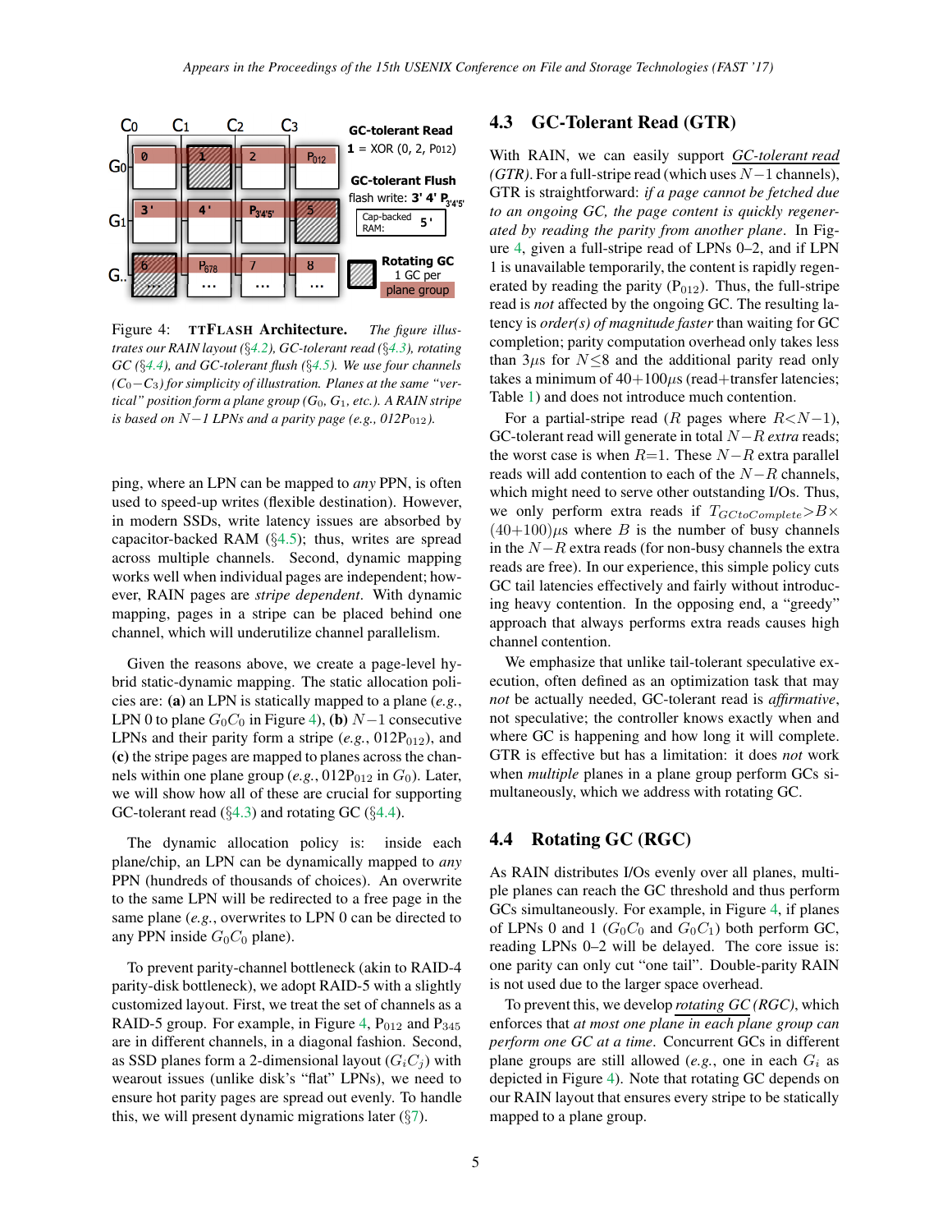Figure 4: **TTFlash Architecture.** *The figure illustrates our RAIN layout (§4.2), GC-tolerant read (§4.3), rotating GC (§4.4), and GC-tolerant flush (§4.5). We use four channels ($C_0-C_3$) for simplicity of illustration. Planes at the same "vertical" position form a plane group ($G_0$, $G_1$, etc.). A RAIN stripe is based on N−1 LPNs and a parity page (e.g., $012P_{012}$).*

ping, where an LPN can be mapped to *any* PPN, is often used to speed-up writes (flexible destination). However, in modern SSDs, write latency issues are absorbed by capacitor-backed RAM (§4.5); thus, writes are spread across multiple channels. Second, dynamic mapping works well when individual pages are independent; however, RAIN pages are *stripe dependent*. With dynamic mapping, pages in a stripe can be placed behind one channel, which will underutilize channel parallelism.

Given the reasons above, we create a page-level hybrid static-dynamic mapping. The static allocation policies are: **(a)** an LPN is statically mapped to a plane (*e.g.*, LPN 0 to plane $G_0C_0$ in Figure 4), **(b)** $N-1$ consecutive LPNs and their parity form a stripe (*e.g.*, $012P_{012}$), and **(c)** the stripe pages are mapped to planes across the channels within one plane group (*e.g.*, $012P_{012}$ in $G_0$). Later, we will show how all of these are crucial for supporting GC-tolerant read (§4.3) and rotating GC (§4.4).

The dynamic allocation policy is: inside each plane/chip, an LPN can be dynamically mapped to *any* PPN (hundreds of thousands of choices). An overwrite to the same LPN will be redirected to a free page in the same plane (*e.g.*, overwrites to LPN 0 can be directed to any PPN inside $G_0C_0$ plane).

To prevent parity-channel bottleneck (akin to RAID-4 parity-disk bottleneck), we adopt RAID-5 with a slightly customized layout. First, we treat the set of channels as a RAID-5 group. For example, in Figure 4, $P_{012}$ and $P_{345}$ are in different channels, in a diagonal fashion. Second, as SSD planes form a 2-dimensional layout ($G_iC_j$) with wearout issues (unlike disk's "flat" LPNs), we need to ensure hot parity pages are spread out evenly. To handle this, we will present dynamic migrations later (§7).

## 4.3 GC-Tolerant Read (GTR)

With RAIN, we can easily support GC-tolerant read *(GTR)*. For a full-stripe read (which uses $N-1$ channels), GTR is straightforward: *if a page cannot be fetched due to an ongoing GC, the page content is quickly regenerated by reading the parity from another plane*. In Figure 4, given a full-stripe read of LPNs 0–2, and if LPN 1 is unavailable temporarily, the content is rapidly regenerated by reading the parity ($P_{012}$). Thus, the full-stripe read is *not* affected by the ongoing GC. The resulting latency is *order(s) of magnitude faster* than waiting for GC completion; parity computation overhead only takes less than 3$\mu$s for $N \leq 8$ and the additional parity read only takes a minimum of 40+100$\mu$s (read+transfer latencies; Table 1) and does not introduce much contention.

For a partial-stripe read ($R$ pages where $R<N-1$), GC-tolerant read will generate in total $N-R$ *extra* reads; the worst case is when $R$=1. These $N-R$ extra parallel reads will add contention to each of the $N-R$ channels, which might need to serve other outstanding I/Os. Thus, we only perform extra reads if $T_{GCtoComplete} > B \times (40+100)\mu s$ where $B$ is the number of busy channels in the $N-R$ extra reads (for non-busy channels the extra reads are free). In our experience, this simple policy cuts GC tail latencies effectively and fairly without introducing heavy contention. In the opposing end, a "greedy" approach that always performs extra reads causes high channel contention.

We emphasize that unlike tail-tolerant speculative execution, often defined as an optimization task that may *not* be actually needed, GC-tolerant read is *affirmative*, not speculative; the controller knows exactly when and where GC is happening and how long it will complete. GTR is effective but has a limitation: it does *not* work when *multiple* planes in a plane group perform GCs simultaneously, which we address with rotating GC.

## 4.4 Rotating GC (RGC)

As RAIN distributes I/Os evenly over all planes, multiple planes can reach the GC threshold and thus perform GCs simultaneously. For example, in Figure 4, if planes of LPNs 0 and 1 ($G_0C_0$ and $G_0C_1$) both perform GC, reading LPNs 0–2 will be delayed. The core issue is: one parity can only cut "one tail". Double-parity RAIN is not used due to the larger space overhead.

To prevent this, we develop rotating GC (RGC), which enforces that *at most one plane in each plane group can perform one GC at a time*. Concurrent GCs in different plane groups are still allowed (*e.g.*, one in each $G_i$ as depicted in Figure 4). Note that rotating GC depends on our RAIN layout that ensures every stripe to be statically mapped to a plane group.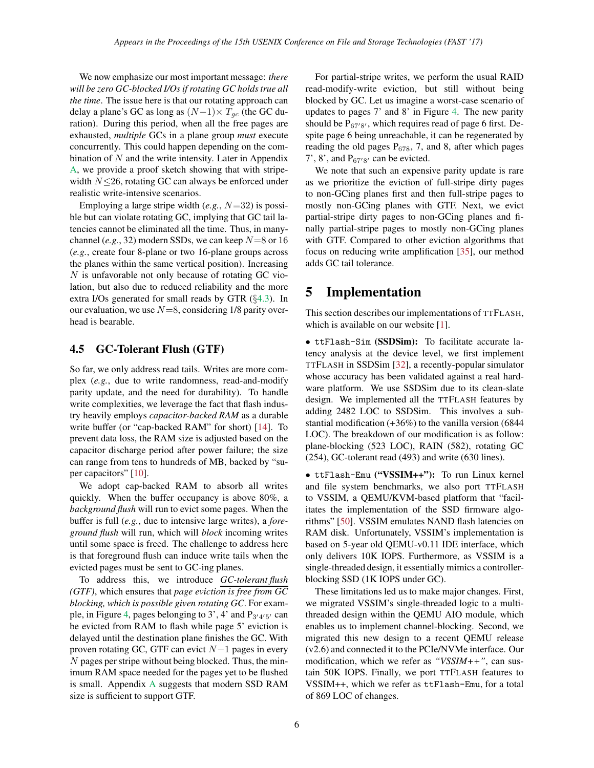We now emphasize our most important message: *there will be zero GC-blocked I/Os if rotating GC holds true all the time*. The issue here is that our rotating approach can delay a plane's GC as long as $(N-1) \times T_{gc}$ (the GC duration). During this period, when all the free pages are exhausted, *multiple* GCs in a plane group *must* execute concurrently. This could happen depending on the combination of $N$ and the write intensity. Later in Appendix A, we provide a proof sketch showing that with stripe-width $N \leq 26$, rotating GC can always be enforced under realistic write-intensive scenarios.

Employing a large stripe width (*e.g.*, $N=32$) is possible but can violate rotating GC, implying that GC tail latencies cannot be eliminated all the time. Thus, in many-channel (*e.g.*, 32) modern SSDs, we can keep $N=8$ or 16 (*e.g.*, create four 8-plane or two 16-plane groups across the planes within the same vertical position). Increasing $N$ is unfavorable not only because of rotating GC violation, but also due to reduced reliability and the more extra I/Os generated for small reads by GTR (§4.3). In our evaluation, we use $N=8$, considering 1/8 parity overhead is bearable.

### 4.5 GC-Tolerant Flush (GTF)

So far, we only address read tails. Writes are more complex (*e.g.*, due to write randomness, read-and-modify parity update, and the need for durability). To handle write complexities, we leverage the fact that flash industry heavily employs *capacitor-backed RAM* as a durable write buffer (or "cap-backed RAM" for short) [14]. To prevent data loss, the RAM size is adjusted based on the capacitor discharge period after power failure; the size can range from tens to hundreds of MB, backed by "super capacitors" [10].

We adopt cap-backed RAM to absorb all writes quickly. When the buffer occupancy is above 80%, a *background flush* will run to evict some pages. When the buffer is full (*e.g.*, due to intensive large writes), a *foreground flush* will run, which will *block* incoming writes until some space is freed. The challenge to address here is that foreground flush can induce write tails when the evicted pages must be sent to GC-ing planes.

To address this, we introduce GC-tolerant flush *(GTF)*, which ensures that *page eviction is free from GC blocking, which is possible given rotating GC*. For example, in Figure 4, pages belonging to 3', 4' and $P_{3'4'5'}$ can be evicted from RAM to flash while page 5' eviction is delayed until the destination plane finishes the GC. With proven rotating GC, GTF can evict $N-1$ pages in every $N$ pages per stripe without being blocked. Thus, the minimum RAM space needed for the pages yet to be flushed is small. Appendix A suggests that modern SSD RAM size is sufficient to support GTF.

For partial-stripe writes, we perform the usual RAID read-modify-write eviction, but still without being blocked by GC. Let us imagine a worst-case scenario of updates to pages 7' and 8' in Figure 4. The new parity should be $P_{67'8'}$, which requires read of page 6 first. Despite page 6 being unreachable, it can be regenerated by reading the old pages $P_{678}$, 7, and 8, after which pages 7', 8', and $P_{67'8'}$ can be evicted.

We note that such an expensive parity update is rare as we prioritize the eviction of full-stripe dirty pages to non-GCing planes first and then full-stripe pages to mostly non-GCing planes with GTF. Next, we evict partial-stripe dirty pages to non-GCing planes and finally partial-stripe pages to mostly non-GCing planes with GTF. Compared to other eviction algorithms that focus on reducing write amplification [35], our method adds GC tail tolerance.

## 5 Implementation

This section describes our implementations of TTFLASH, which is available on our website [1].

- `ttFlash-Sim` **(SSDSim):** To facilitate accurate latency analysis at the device level, we first implement TTFLASH in SSDSim [32], a recently-popular simulator whose accuracy has been validated against a real hardware platform. We use SSDSim due to its clean-slate design. We implemented all the TTFLASH features by adding 2482 LOC to SSDSim. This involves a substantial modification (+36%) to the vanilla version (6844 LOC). The breakdown of our modification is as follow: plane-blocking (523 LOC), RAIN (582), rotating GC (254), GC-tolerant read (493) and write (630 lines).

- `ttFlash-Emu` **("VSSIM++"):** To run Linux kernel and file system benchmarks, we also port TTFLASH to VSSIM, a QEMU/KVM-based platform that "facilitates the implementation of the SSD firmware algorithms" [50]. VSSIM emulates NAND flash latencies on RAM disk. Unfortunately, VSSIM's implementation is based on 5-year old QEMU-v0.11 IDE interface, which only delivers 10K IOPS. Furthermore, as VSSIM is a single-threaded design, it essentially mimics a controller-blocking SSD (1K IOPS under GC).

These limitations led us to make major changes. First, we migrated VSSIM's single-threaded logic to a multi-threaded design within the QEMU AIO module, which enables us to implement channel-blocking. Second, we migrated this new design to a recent QEMU release (v2.6) and connected it to the PCIe/NVMe interface. Our modification, which we refer as *"VSSIM++"*, can sustain 50K IOPS. Finally, we port TTFLASH features to VSSIM++, which we refer as `ttFlash-Emu`, for a total of 869 LOC of changes.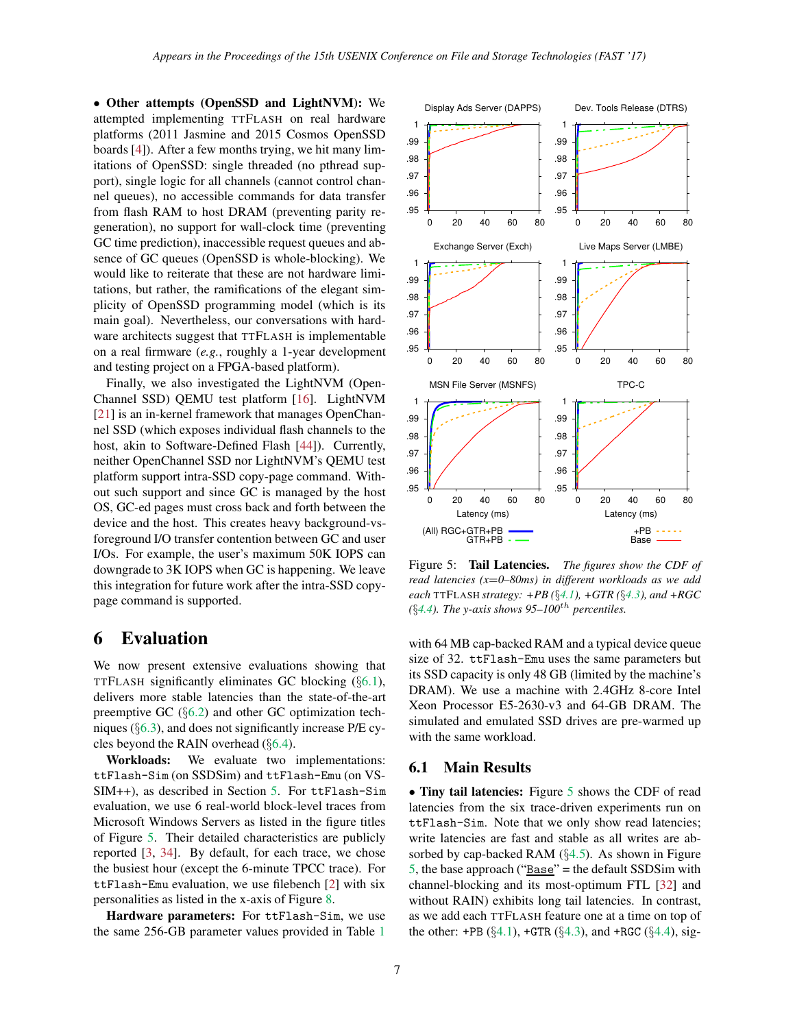• **Other attempts (OpenSSD and LightNVM):** We attempted implementing TTFLASH on real hardware platforms (2011 Jasmine and 2015 Cosmos OpenSSD boards [4]). After a few months trying, we hit many limitations of OpenSSD: single threaded (no pthread support), single logic for all channels (cannot control channel queues), no accessible commands for data transfer from flash RAM to host DRAM (preventing parity regeneration), no support for wall-clock time (preventing GC time prediction), inaccessible request queues and absence of GC queues (OpenSSD is whole-blocking). We would like to reiterate that these are not hardware limitations, but rather, the ramifications of the elegant simplicity of OpenSSD programming model (which is its main goal). Nevertheless, our conversations with hardware architects suggest that TTFLASH is implementable on a real firmware (*e.g.*, roughly a 1-year development and testing project on a FPGA-based platform).

Finally, we also investigated the LightNVM (Open-Channel SSD) QEMU test platform [16]. LightNVM [21] is an in-kernel framework that manages OpenChannel SSD (which exposes individual flash channels to the host, akin to Software-Defined Flash [44]). Currently, neither OpenChannel SSD nor LightNVM's QEMU test platform support intra-SSD copy-page command. Without such support and since GC is managed by the host OS, GC-ed pages must cross back and forth between the device and the host. This creates heavy background-vs-foreground I/O transfer contention between GC and user I/Os. For example, the user's maximum 50K IOPS can downgrade to 3K IOPS when GC is happening. We leave this integration for future work after the intra-SSD copy-page command is supported.

# 6 Evaluation

We now present extensive evaluations showing that TTFLASH significantly eliminates GC blocking (§6.1), delivers more stable latencies than the state-of-the-art preemptive GC (§6.2) and other GC optimization techniques (§6.3), and does not significantly increase P/E cycles beyond the RAIN overhead (§6.4).

**Workloads:** We evaluate two implementations: `ttFlash-Sim` (on SSDSim) and `ttFlash-Emu` (on VSSIM++), as described in Section 5. For `ttFlash-Sim` evaluation, we use 6 real-world block-level traces from Microsoft Windows Servers as listed in the figure titles of Figure 5. Their detailed characteristics are publicly reported [3, 34]. By default, for each trace, we chose the busiest hour (except the 6-minute TPCC trace). For `ttFlash-Emu` evaluation, we use filebench [2] with six personalities as listed in the x-axis of Figure 8.

**Hardware parameters:** For `ttFlash-Sim`, we use the same 256-GB parameter values provided in Table 1 with 64 MB cap-backed RAM and a typical device queue size of 32. `ttFlash-Emu` uses the same parameters but its SSD capacity is only 48 GB (limited by the machine's DRAM). We use a machine with 2.4GHz 8-core Intel Xeon Processor E5-2630-v3 and 64-GB DRAM. The simulated and emulated SSD drives are pre-warmed up with the same workload.

Figure 5: **Tail Latencies.** *The figures show the CDF of read latencies (x=0–80ms) in different workloads as we add each* TTFLASH *strategy: +PB (§4.1), +GTR (§4.3), and +RGC (§4.4). The y-axis shows 95–100$^{th}$ percentiles.*

## 6.1 Main Results

• **Tiny tail latencies:** Figure 5 shows the CDF of read latencies from the six trace-driven experiments run on `ttFlash-Sim`. Note that we only show read latencies; write latencies are fast and stable as all writes are absorbed by cap-backed RAM (§4.5). As shown in Figure 5, the base approach ("Base" = the default SSDSim with channel-blocking and its most-optimum FTL [32] and without RAIN) exhibits long tail latencies. In contrast, as we add each TTFLASH feature one at a time on top of the other: +PB (§4.1), +GTR (§4.3), and +RGC (§4.4), sig-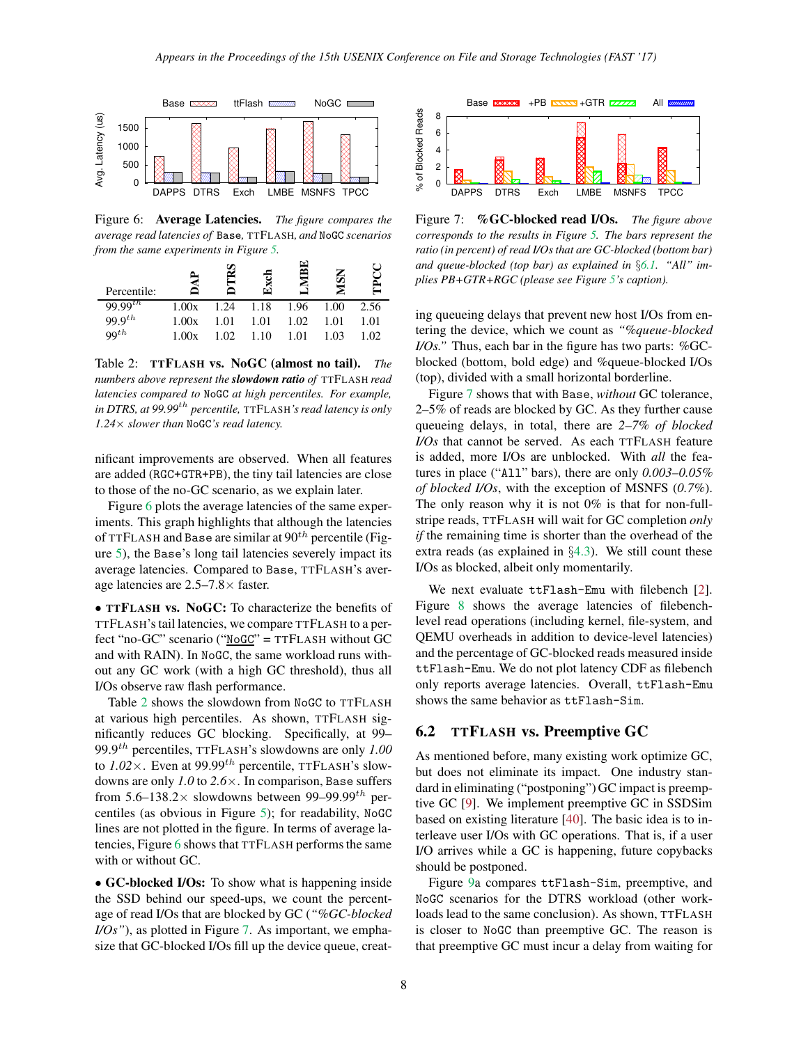Figure 6: **Average Latencies.** *The figure compares the average read latencies of* Base, TTFLASH, *and* NoGC *scenarios from the same experiments in Figure 5.*

| Percentile: | DAP | DTRS | Exch | LMBE | MSN | TPCC |
|---|---|---|---|---|---|---|
| $99.99^{th}$ | 1.00x | 1.24 | 1.18 | 1.96 | 1.00 | 2.56 |
| $99.9^{th}$ | 1.00x | 1.01 | 1.01 | 1.02 | 1.01 | 1.01 |
| $99^{th}$ | 1.00x | 1.02 | 1.10 | 1.01 | 1.03 | 1.02 |

Table 2: **TTFLASH vs. NoGC (almost no tail).** *The numbers above represent the* ***slowdown ratio*** *of* TTFLASH *read latencies compared to* NoGC *at high percentiles. For example, in DTRS, at* $99.99^{th}$ *percentile,* TTFLASH*'s read latency is only* $1.24\times$ *slower than* NoGC*'s read latency.*

nificant improvements are observed. When all features are added (RGC+GTR+PB), the tiny tail latencies are close to those of the no-GC scenario, as we explain later.

Figure 6 plots the average latencies of the same experiments. This graph highlights that although the latencies of TTFLASH and Base are similar at $90^{th}$ percentile (Figure 5), the Base's long tail latencies severely impact its average latencies. Compared to Base, TTFLASH's average latencies are 2.5–7.8$\times$ faster.

• **TTFLASH vs. NoGC:** To characterize the benefits of TTFLASH's tail latencies, we compare TTFLASH to a perfect "no-GC" scenario ("NoGC" = TTFLASH without GC and with RAIN). In NoGC, the same workload runs without any GC work (with a high GC threshold), thus all I/Os observe raw flash performance.

Table 2 shows the slowdown from NoGC to TTFLASH at various high percentiles. As shown, TTFLASH significantly reduces GC blocking. Specifically, at 99–$99.9^{th}$ percentiles, TTFLASH's slowdowns are only *1.00* to *1.02*$\times$. Even at $99.99^{th}$ percentile, TTFLASH's slowdowns are only *1.0* to *2.6*$\times$. In comparison, Base suffers from 5.6–138.2$\times$ slowdowns between 99–$99.99^{th}$ percentiles (as obvious in Figure 5); for readability, NoGC lines are not plotted in the figure. In terms of average latencies, Figure 6 shows that TTFLASH performs the same with or without GC.

• **GC-blocked I/Os:** To show what is happening inside the SSD behind our speed-ups, we count the percentage of read I/Os that are blocked by GC (*"%GC-blocked I/Os"*), as plotted in Figure 7. As important, we emphasize that GC-blocked I/Os fill up the device queue, creating queueing delays that prevent new host I/Os from entering the device, which we count as *"%queue-blocked I/Os."* Thus, each bar in the figure has two parts: %GC-blocked (bottom, bold edge) and %queue-blocked I/Os (top), divided with a small horizontal borderline.

Figure 7: **%GC-blocked read I/Os.** *The figure above corresponds to the results in Figure 5. The bars represent the ratio (in percent) of read I/Os that are GC-blocked (bottom bar) and queue-blocked (top bar) as explained in §6.1. "All" implies PB+GTR+RGC (please see Figure 5's caption).*

Figure 7 shows that with Base, *without* GC tolerance, 2–5% of reads are blocked by GC. As they further cause queueing delays, in total, there are *2–7% of blocked I/Os* that cannot be served. As each TTFLASH feature is added, more I/Os are unblocked. With *all* the features in place ("All" bars), there are only *0.003–0.05% of blocked I/Os*, with the exception of MSNFS (*0.7%*). The only reason why it is not 0% is that for non-full-stripe reads, TTFLASH will wait for GC completion *only if* the remaining time is shorter than the overhead of the extra reads (as explained in §4.3). We still count these I/Os as blocked, albeit only momentarily.

We next evaluate ttFlash-Emu with filebench [2]. Figure 8 shows the average latencies of filebench-level read operations (including kernel, file-system, and QEMU overheads in addition to device-level latencies) and the percentage of GC-blocked reads measured inside ttFlash-Emu. We do not plot latency CDF as filebench only reports average latencies. Overall, ttFlash-Emu shows the same behavior as ttFlash-Sim.

## 6.2 TTFLASH vs. Preemptive GC

As mentioned before, many existing work optimize GC, but does not eliminate its impact. One industry standard in eliminating ("postponing") GC impact is preemptive GC [9]. We implement preemptive GC in SSDSim based on existing literature [40]. The basic idea is to interleave user I/Os with GC operations. That is, if a user I/O arrives while a GC is happening, future copybacks should be postponed.

Figure 9a compares ttFlash-Sim, preemptive, and NoGC scenarios for the DTRS workload (other workloads lead to the same conclusion). As shown, TTFLASH is closer to NoGC than preemptive GC. The reason is that preemptive GC must incur a delay from waiting for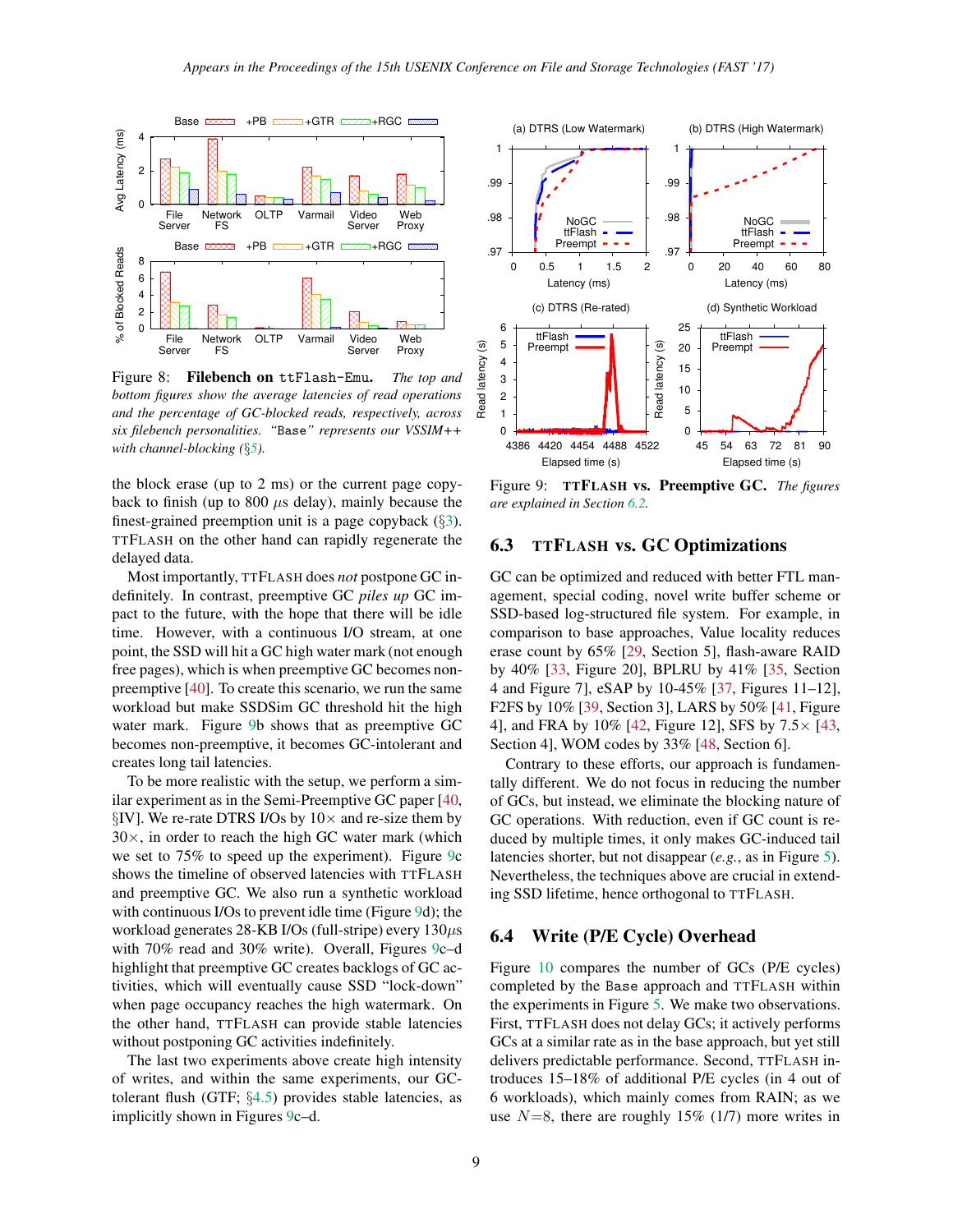Figure 8: **Filebench on `ttFlash-Emu`.** *The top and bottom figures show the average latencies of read operations and the percentage of GC-blocked reads, respectively, across six filebench personalities. "`Base`" represents our VSSIM++ with channel-blocking (§5).*

Figure 9: **TTFLASH vs. Preemptive GC.** *The figures are explained in Section 6.2.*

the block erase (up to 2 ms) or the current page copy-back to finish (up to 800 $\mu$s delay), mainly because the finest-grained preemption unit is a page copyback (§3). TTFLASH on the other hand can rapidly regenerate the delayed data.

Most importantly, TTFLASH does *not* postpone GC indefinitely. In contrast, preemptive GC *piles up* GC impact to the future, with the hope that there will be idle time. However, with a continuous I/O stream, at one point, the SSD will hit a GC high water mark (not enough free pages), which is when preemptive GC becomes non-preemptive [40]. To create this scenario, we run the same workload but make SSDSim GC threshold hit the high water mark. Figure 9b shows that as preemptive GC becomes non-preemptive, it becomes GC-intolerant and creates long tail latencies.

To be more realistic with the setup, we perform a similar experiment as in the Semi-Preemptive GC paper [40, §IV]. We re-rate DTRS I/Os by 10× and re-size them by 30×, in order to reach the high GC water mark (which we set to 75% to speed up the experiment). Figure 9c shows the timeline of observed latencies with TTFLASH and preemptive GC. We also run a synthetic workload with continuous I/Os to prevent idle time (Figure 9d); the workload generates 28-KB I/Os (full-stripe) every 130$\mu$s with 70% read and 30% write). Overall, Figures 9c–d highlight that preemptive GC creates backlogs of GC activities, which will eventually cause SSD "lock-down" when page occupancy reaches the high watermark. On the other hand, TTFLASH can provide stable latencies without postponing GC activities indefinitely.

The last two experiments above create high intensity of writes, and within the same experiments, our GC-tolerant flush (GTF; §4.5) provides stable latencies, as implicitly shown in Figures 9c–d.

## 6.3 TTFLASH vs. GC Optimizations

GC can be optimized and reduced with better FTL management, special coding, novel write buffer scheme or SSD-based log-structured file system. For example, in comparison to base approaches, Value locality reduces erase count by 65% [29, Section 5], flash-aware RAID by 40% [33, Figure 20], BPLRU by 41% [35, Section 4 and Figure 7], eSAP by 10-45% [37, Figures 11–12], F2FS by 10% [39, Section 3], LARS by 50% [41, Figure 4], and FRA by 10% [42, Figure 12], SFS by 7.5× [43, Section 4], WOM codes by 33% [48, Section 6].

Contrary to these efforts, our approach is fundamentally different. We do not focus in reducing the number of GCs, but instead, we eliminate the blocking nature of GC operations. With reduction, even if GC count is reduced by multiple times, it only makes GC-induced tail latencies shorter, but not disappear (*e.g.*, as in Figure 5). Nevertheless, the techniques above are crucial in extending SSD lifetime, hence orthogonal to TTFLASH.

## 6.4 Write (P/E Cycle) Overhead

Figure 10 compares the number of GCs (P/E cycles) completed by the `Base` approach and TTFLASH within the experiments in Figure 5. We make two observations. First, TTFLASH does not delay GCs; it actively performs GCs at a similar rate as in the base approach, but yet still delivers predictable performance. Second, TTFLASH introduces 15–18% of additional P/E cycles (in 4 out of 6 workloads), which mainly comes from RAIN; as we use $N$=8, there are roughly 15% (1/7) more writes in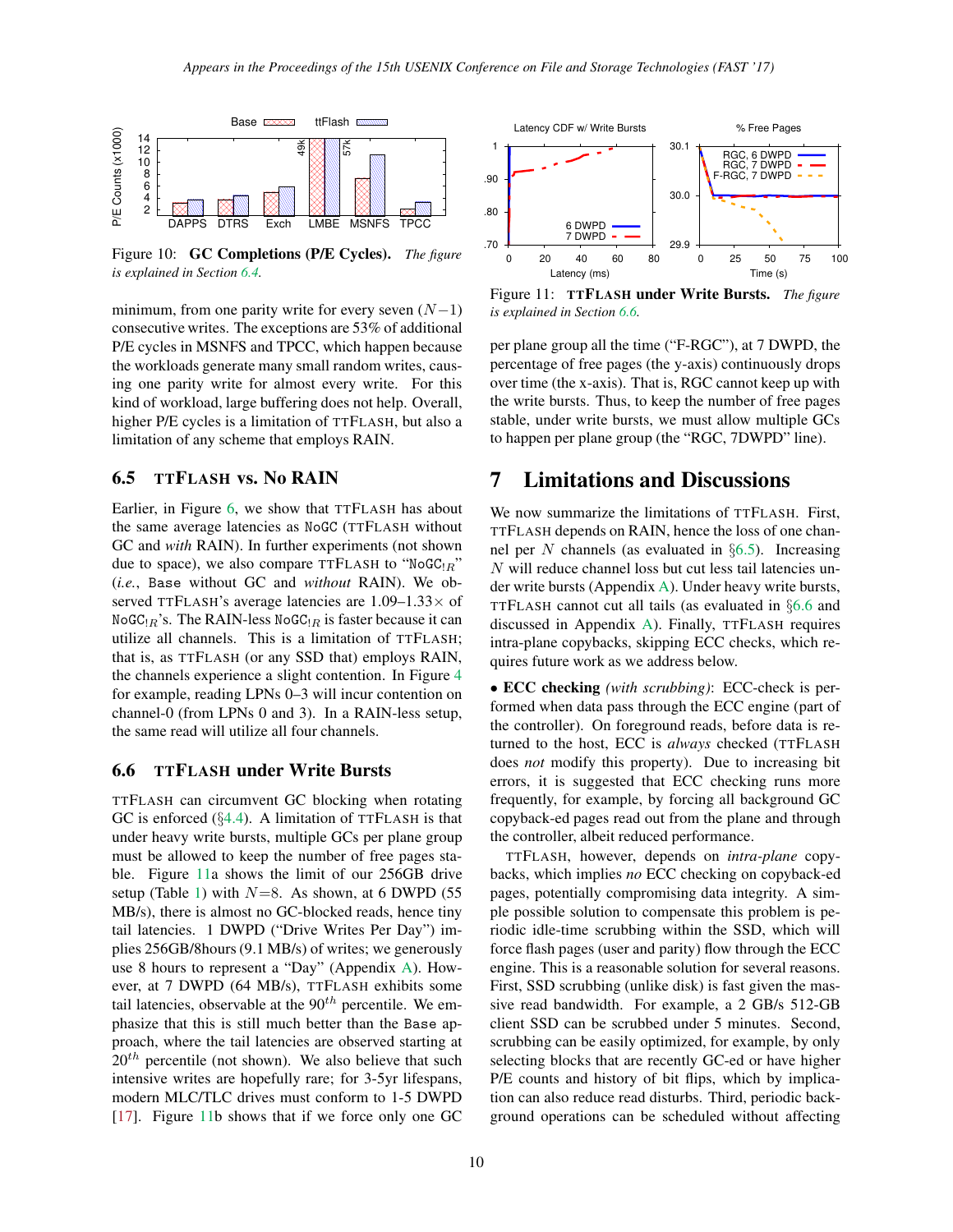Figure 10: **GC Completions (P/E Cycles).** *The figure is explained in Section 6.4.*

Figure 11: **TTFLASH under Write Bursts.** *The figure is explained in Section 6.6.*

minimum, from one parity write for every seven ($N-1$) consecutive writes. The exceptions are 53% of additional P/E cycles in MSNFS and TPCC, which happen because the workloads generate many small random writes, causing one parity write for almost every write. For this kind of workload, large buffering does not help. Overall, higher P/E cycles is a limitation of TTFLASH, but also a limitation of any scheme that employs RAIN.

## 6.5 TTFLASH vs. No RAIN

Earlier, in Figure 6, we show that TTFLASH has about the same average latencies as NoGC (TTFLASH without GC and *with* RAIN). In further experiments (not shown due to space), we also compare TTFLASH to "$\text{NoGC}_{!R}$" (*i.e.*, Base without GC and *without* RAIN). We observed TTFLASH's average latencies are 1.09–1.33× of $\text{NoGC}_{!R}$'s. The RAIN-less $\text{NoGC}_{!R}$ is faster because it can utilize all channels. This is a limitation of TTFLASH; that is, as TTFLASH (or any SSD that) employs RAIN, the channels experience a slight contention. In Figure 4 for example, reading LPNs 0–3 will incur contention on channel-0 (from LPNs 0 and 3). In a RAIN-less setup, the same read will utilize all four channels.

## 6.6 TTFLASH under Write Bursts

TTFLASH can circumvent GC blocking when rotating GC is enforced (§4.4). A limitation of TTFLASH is that under heavy write bursts, multiple GCs per plane group must be allowed to keep the number of free pages stable. Figure 11a shows the limit of our 256GB drive setup (Table 1) with $N$=8. As shown, at 6 DWPD (55 MB/s), there is almost no GC-blocked reads, hence tiny tail latencies. 1 DWPD ("Drive Writes Per Day") implies 256GB/8hours (9.1 MB/s) of writes; we generously use 8 hours to represent a "Day" (Appendix A). However, at 7 DWPD (64 MB/s), TTFLASH exhibits some tail latencies, observable at the 90$^{th}$ percentile. We emphasize that this is still much better than the Base approach, where the tail latencies are observed starting at 20$^{th}$ percentile (not shown). We also believe that such intensive writes are hopefully rare; for 3-5yr lifespans, modern MLC/TLC drives must conform to 1-5 DWPD [17]. Figure 11b shows that if we force only one GC per plane group all the time ("F-RGC"), at 7 DWPD, the percentage of free pages (the y-axis) continuously drops over time (the x-axis). That is, RGC cannot keep up with the write bursts. Thus, to keep the number of free pages stable, under write bursts, we must allow multiple GCs to happen per plane group (the "RGC, 7DWPD" line).

# 7 Limitations and Discussions

We now summarize the limitations of TTFLASH. First, TTFLASH depends on RAIN, hence the loss of one channel per $N$ channels (as evaluated in §6.5). Increasing $N$ will reduce channel loss but cut less tail latencies under write bursts (Appendix A). Under heavy write bursts, TTFLASH cannot cut all tails (as evaluated in §6.6 and discussed in Appendix A). Finally, TTFLASH requires intra-plane copybacks, skipping ECC checks, which requires future work as we address below.

• **ECC checking** *(with scrubbing)*: ECC-check is performed when data pass through the ECC engine (part of the controller). On foreground reads, before data is returned to the host, ECC is *always* checked (TTFLASH does *not* modify this property). Due to increasing bit errors, it is suggested that ECC checking runs more frequently, for example, by forcing all background GC copyback-ed pages read out from the plane and through the controller, albeit reduced performance.

TTFLASH, however, depends on *intra-plane* copybacks, which implies *no* ECC checking on copyback-ed pages, potentially compromising data integrity. A simple possible solution to compensate this problem is periodic idle-time scrubbing within the SSD, which will force flash pages (user and parity) flow through the ECC engine. This is a reasonable solution for several reasons. First, SSD scrubbing (unlike disk) is fast given the massive read bandwidth. For example, a 2 GB/s 512-GB client SSD can be scrubbed under 5 minutes. Second, scrubbing can be easily optimized, for example, by only selecting blocks that are recently GC-ed or have higher P/E counts and history of bit flips, which by implication can also reduce read disturbs. Third, periodic background operations can be scheduled without affecting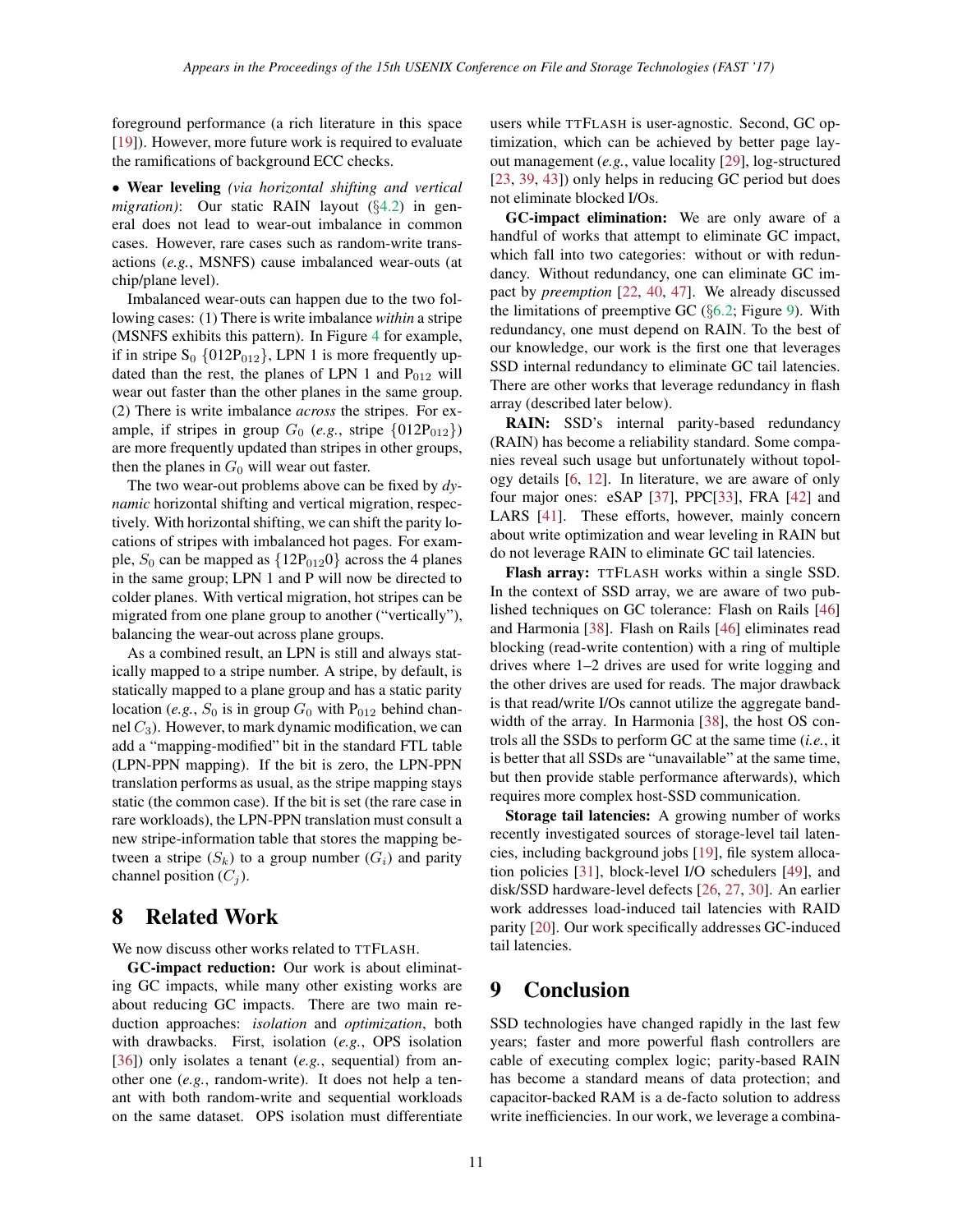foreground performance (a rich literature in this space [19]). However, more future work is required to evaluate the ramifications of background ECC checks.

- **Wear leveling** *(via horizontal shifting and vertical migration)*: Our static RAIN layout (§4.2) in general does not lead to wear-out imbalance in common cases. However, rare cases such as random-write transactions (*e.g.*, MSNFS) cause imbalanced wear-outs (at chip/plane level).

Imbalanced wear-outs can happen due to the two following cases: (1) There is write imbalance *within* a stripe (MSNFS exhibits this pattern). In Figure 4 for example, if in stripe $S_0$ $\{012P_{012}\}$, LPN 1 is more frequently updated than the rest, the planes of LPN 1 and $P_{012}$ will wear out faster than the other planes in the same group. (2) There is write imbalance *across* the stripes. For example, if stripes in group $G_0$ (*e.g.*, stripe $\{012P_{012}\}$) are more frequently updated than stripes in other groups, then the planes in $G_0$ will wear out faster.

The two wear-out problems above can be fixed by *dynamic* horizontal shifting and vertical migration, respectively. With horizontal shifting, we can shift the parity locations of stripes with imbalanced hot pages. For example, $S_0$ can be mapped as $\{12P_{012}0\}$ across the 4 planes in the same group; LPN 1 and P will now be directed to colder planes. With vertical migration, hot stripes can be migrated from one plane group to another ("vertically"), balancing the wear-out across plane groups.

As a combined result, an LPN is still and always statically mapped to a stripe number. A stripe, by default, is statically mapped to a plane group and has a static parity location (*e.g.*, $S_0$ is in group $G_0$ with $P_{012}$ behind channel $C_3$). However, to mark dynamic modification, we can add a "mapping-modified" bit in the standard FTL table (LPN-PPN mapping). If the bit is zero, the LPN-PPN translation performs as usual, as the stripe mapping stays static (the common case). If the bit is set (the rare case in rare workloads), the LPN-PPN translation must consult a new stripe-information table that stores the mapping between a stripe ($S_k$) to a group number ($G_i$) and parity channel position ($C_j$).

# 8 Related Work

We now discuss other works related to TTFLASH.

**GC-impact reduction:** Our work is about eliminating GC impacts, while many other existing works are about reducing GC impacts. There are two main reduction approaches: *isolation* and *optimization*, both with drawbacks. First, isolation (*e.g.*, OPS isolation [36]) only isolates a tenant (*e.g.*, sequential) from another one (*e.g.*, random-write). It does not help a tenant with both random-write and sequential workloads on the same dataset. OPS isolation must differentiate users while TTFLASH is user-agnostic. Second, GC optimization, which can be achieved by better page layout management (*e.g.*, value locality [29], log-structured [23, 39, 43]) only helps in reducing GC period but does not eliminate blocked I/Os.

**GC-impact elimination:** We are only aware of a handful of works that attempt to eliminate GC impact, which fall into two categories: without or with redundancy. Without redundancy, one can eliminate GC impact by *preemption* [22, 40, 47]. We already discussed the limitations of preemptive GC (§6.2; Figure 9). With redundancy, one must depend on RAIN. To the best of our knowledge, our work is the first one that leverages SSD internal redundancy to eliminate GC tail latencies. There are other works that leverage redundancy in flash array (described later below).

**RAIN:** SSD's internal parity-based redundancy (RAIN) has become a reliability standard. Some companies reveal such usage but unfortunately without topology details [6, 12]. In literature, we are aware of only four major ones: eSAP [37], PPC[33], FRA [42] and LARS [41]. These efforts, however, mainly concern about write optimization and wear leveling in RAIN but do not leverage RAIN to eliminate GC tail latencies.

**Flash array:** TTFLASH works within a single SSD. In the context of SSD array, we are aware of two published techniques on GC tolerance: Flash on Rails [46] and Harmonia [38]. Flash on Rails [46] eliminates read blocking (read-write contention) with a ring of multiple drives where 1–2 drives are used for write logging and the other drives are used for reads. The major drawback is that read/write I/Os cannot utilize the aggregate bandwidth of the array. In Harmonia [38], the host OS controls all the SSDs to perform GC at the same time (*i.e.*, it is better that all SSDs are "unavailable" at the same time, but then provide stable performance afterwards), which requires more complex host-SSD communication.

**Storage tail latencies:** A growing number of works recently investigated sources of storage-level tail latencies, including background jobs [19], file system allocation policies [31], block-level I/O schedulers [49], and disk/SSD hardware-level defects [26, 27, 30]. An earlier work addresses load-induced tail latencies with RAID parity [20]. Our work specifically addresses GC-induced tail latencies.

# 9 Conclusion

SSD technologies have changed rapidly in the last few years; faster and more powerful flash controllers are cable of executing complex logic; parity-based RAIN has become a standard means of data protection; and capacitor-backed RAM is a de-facto solution to address write inefficiencies. In our work, we leverage a combina-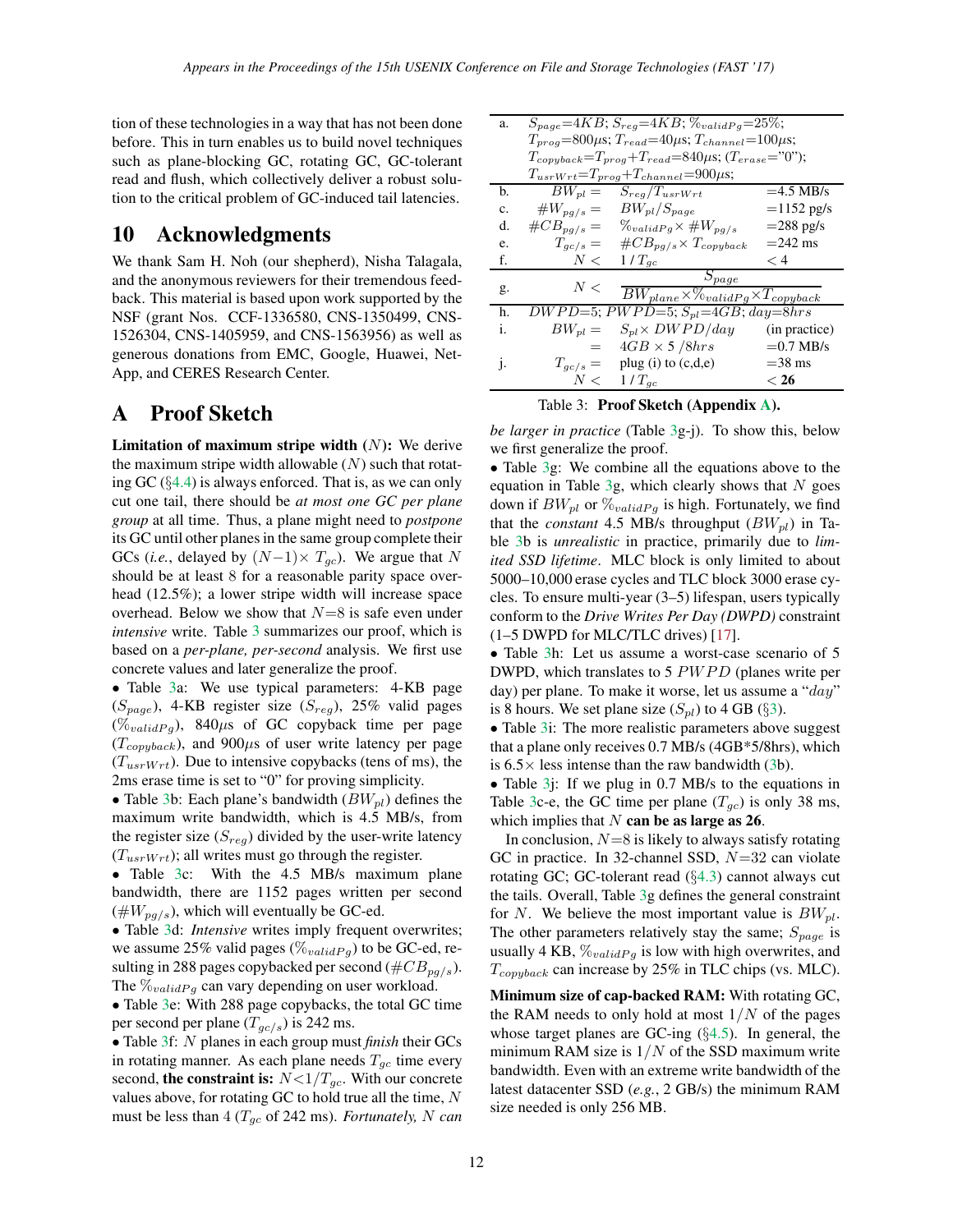tion of these technologies in a way that has not been done before. This in turn enables us to build novel techniques such as plane-blocking GC, rotating GC, GC-tolerant read and flush, which collectively deliver a robust solution to the critical problem of GC-induced tail latencies.

# 10 Acknowledgments

We thank Sam H. Noh (our shepherd), Nisha Talagala, and the anonymous reviewers for their tremendous feedback. This material is based upon work supported by the NSF (grant Nos. CCF-1336580, CNS-1350499, CNS-1526304, CNS-1405959, and CNS-1563956) as well as generous donations from EMC, Google, Huawei, NetApp, and CERES Research Center.

# A Proof Sketch

**Limitation of maximum stripe width ($N$):** We derive the maximum stripe width allowable ($N$) such that rotating GC (§4.4) is always enforced. That is, as we can only cut one tail, there should be *at most one GC per plane group* at all time. Thus, a plane might need to *postpone* its GC until other planes in the same group complete their GCs (*i.e.*, delayed by $(N-1)\times T_{gc}$). We argue that $N$ should be at least 8 for a reasonable parity space overhead (12.5%); a lower stripe width will increase space overhead. Below we show that $N$=8 is safe even under *intensive* write. Table 3 summarizes our proof, which is based on a *per-plane, per-second* analysis. We first use concrete values and later generalize the proof.

• Table 3a: We use typical parameters: 4-KB page ($S_{page}$), 4-KB register size ($S_{reg}$), 25% valid pages ($\%_{validPg}$), 840$\mu$s of GC copyback time per page ($T_{copyback}$), and 900$\mu$s of user write latency per page ($T_{usrWrt}$). Due to intensive copybacks (tens of ms), the 2ms erase time is set to "0" for proving simplicity.

• Table 3b: Each plane's bandwidth ($BW_{pl}$) defines the maximum write bandwidth, which is 4.5 MB/s, from the register size ($S_{reg}$) divided by the user-write latency ($T_{usrWrt}$); all writes must go through the register.

• Table 3c: With the 4.5 MB/s maximum plane bandwidth, there are 1152 pages written per second ($\#W_{pg/s}$), which will eventually be GC-ed.

• Table 3d: *Intensive* writes imply frequent overwrites; we assume 25% valid pages ($\%_{validPg}$) to be GC-ed, resulting in 288 pages copybacked per second ($\#CB_{pg/s}$). The $\%_{validPg}$ can vary depending on user workload.

• Table 3e: With 288 page copybacks, the total GC time per second per plane ($T_{gc/s}$) is 242 ms.

• Table 3f: $N$ planes in each group must *finish* their GCs in rotating manner. As each plane needs $T_{gc}$ time every second, **the constraint is:** $N < 1/T_{gc}$. With our concrete values above, for rotating GC to hold true all the time, $N$ must be less than 4 ($T_{gc}$ of 242 ms). *Fortunately, $N$ can be larger in practice* (Table 3g-j). To show this, below we first generalize the proof.

| | | | |
|---|---|---|---|
| a. | $S_{page}$=4KB; $S_{reg}$=4KB; $\%_{validPg}$=25%; $T_{prog}$=800$\mu$s; $T_{read}$=40$\mu$s; $T_{channel}$=100$\mu$s; $T_{copyback}$=$T_{prog}$+$T_{read}$=840$\mu$s; ($T_{erase}$="0"); $T_{usrWrt}$=$T_{prog}$+$T_{channel}$=900$\mu$s; | | |
| b. | $BW_{pl} =$ | $S_{reg}/T_{usrWrt}$ | =4.5 MB/s |
| c. | $\#W_{pg/s} =$ | $BW_{pl}/S_{page}$ | =1152 pg/s |
| d. | $\#CB_{pg/s} =$ | $\%_{validPg} \times \#W_{pg/s}$ | =288 pg/s |
| e. | $T_{gc/s} =$ | $\#CB_{pg/s} \times T_{copyback}$ | =242 ms |
| f. | $N <$ | $1 / T_{gc}$ | < 4 |
| g. | $N <$ | $\frac{S_{page}}{BW_{plane} \times \%_{validPg} \times T_{copyback}}$ | |
| h. | $DWPD$=5; $PWPD$=5; $S_{pl}$=4GB; $day$=8$hrs$ | | |
| i. | $BW_{pl} =$ | $S_{pl} \times DWPD/day$ | (in practice) |
| | $=$ | $4GB \times 5$ /8$hrs$ | =0.7 MB/s |
| j. | $T_{gc/s} =$ | plug (i) to (c,d,e) | =38 ms |
| | $N <$ | $1 / T_{gc}$ | **< 26** |

Table 3: **Proof Sketch (Appendix A).**

• Table 3g: We combine all the equations above to the equation in Table 3g, which clearly shows that $N$ goes down if $BW_{pl}$ or $\%_{validPg}$ is high. Fortunately, we find that the *constant* 4.5 MB/s throughput ($BW_{pl}$) in Table 3b is *unrealistic* in practice, primarily due to *limited SSD lifetime*. MLC block is only limited to about 5000–10,000 erase cycles and TLC block 3000 erase cycles. To ensure multi-year (3–5) lifespan, users typically conform to the *Drive Writes Per Day (DWPD)* constraint (1–5 DWPD for MLC/TLC drives) [17].

• Table 3h: Let us assume a worst-case scenario of 5 DWPD, which translates to 5 $PWPD$ (planes write per day) per plane. To make it worse, let us assume a "$day$" is 8 hours. We set plane size ($S_{pl}$) to 4 GB (§3).

• Table 3i: The more realistic parameters above suggest that a plane only receives 0.7 MB/s (4GB*5/8hrs), which is 6.5× less intense than the raw bandwidth (3b).

• Table 3j: If we plug in 0.7 MB/s to the equations in Table 3c-e, the GC time per plane ($T_{gc}$) is only 38 ms, which implies that $N$ **can be as large as 26**.

In conclusion, $N$=8 is likely to always satisfy rotating GC in practice. In 32-channel SSD, $N$=32 can violate rotating GC; GC-tolerant read (§4.3) cannot always cut the tails. Overall, Table 3g defines the general constraint for $N$. We believe the most important value is $BW_{pl}$. The other parameters relatively stay the same; $S_{page}$ is usually 4 KB, $\%_{validPg}$ is low with high overwrites, and $T_{copyback}$ can increase by 25% in TLC chips (vs. MLC).

**Minimum size of cap-backed RAM:** With rotating GC, the RAM needs to only hold at most $1/N$ of the pages whose target planes are GC-ing (§4.5). In general, the minimum RAM size is $1/N$ of the SSD maximum write bandwidth. Even with an extreme write bandwidth of the latest datacenter SSD (*e.g.*, 2 GB/s) the minimum RAM size needed is only 256 MB.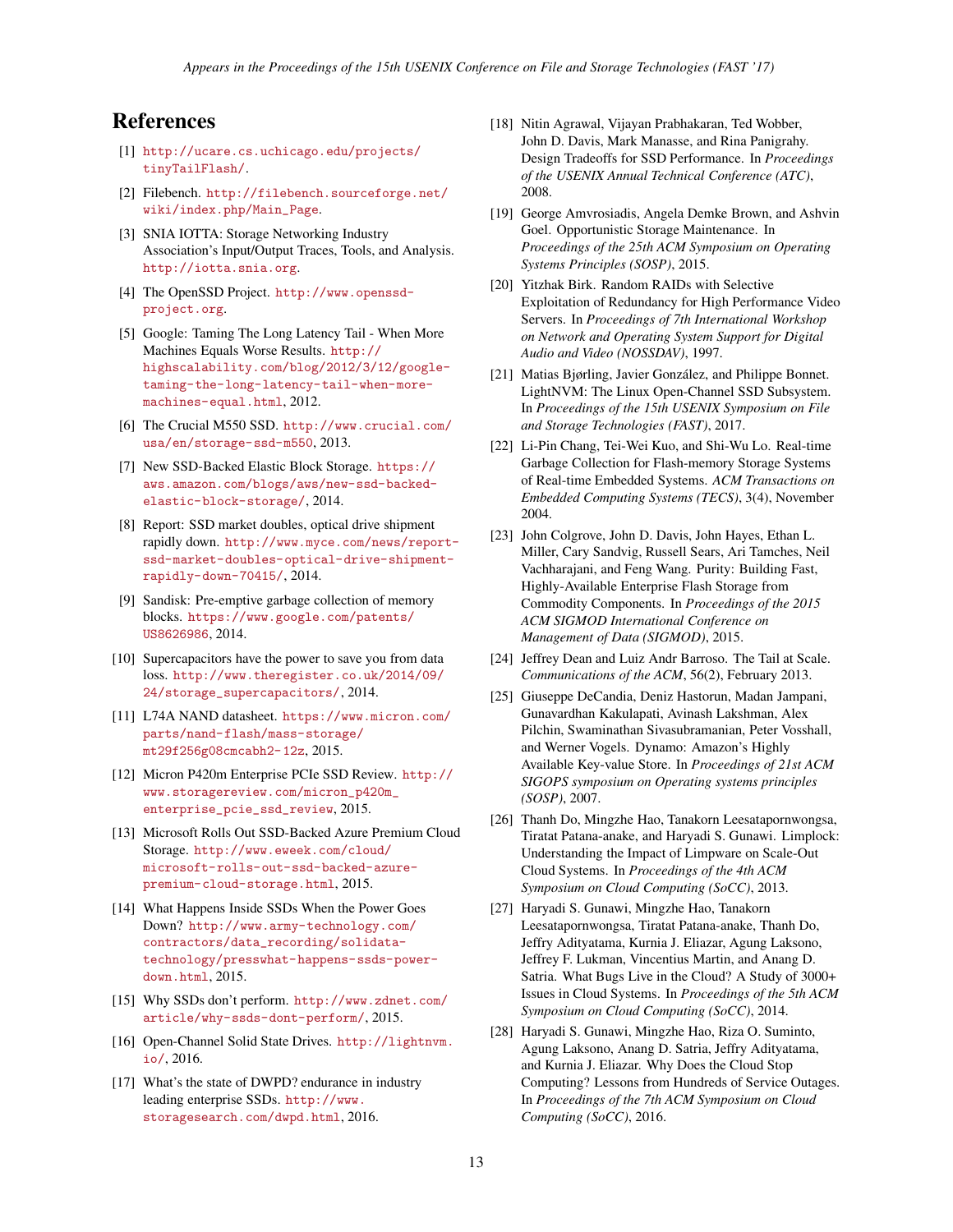# References

[1] http://ucare.cs.uchicago.edu/projects/tinyTailFlash/.

[2] Filebench. http://filebench.sourceforge.net/wiki/index.php/Main_Page.

[3] SNIA IOTTA: Storage Networking Industry Association's Input/Output Traces, Tools, and Analysis. http://iotta.snia.org.

[4] The OpenSSD Project. http://www.openssd-project.org.

[5] Google: Taming The Long Latency Tail - When More Machines Equals Worse Results. http://highscalability.com/blog/2012/3/12/google-taming-the-long-latency-tail-when-more-machines-equal.html, 2012.

[6] The Crucial M550 SSD. http://www.crucial.com/usa/en/storage-ssd-m550, 2013.

[7] New SSD-Backed Elastic Block Storage. https://aws.amazon.com/blogs/aws/new-ssd-backed-elastic-block-storage/, 2014.

[8] Report: SSD market doubles, optical drive shipment rapidly down. http://www.myce.com/news/report-ssd-market-doubles-optical-drive-shipment-rapidly-down-70415/, 2014.

[9] Sandisk: Pre-emptive garbage collection of memory blocks. https://www.google.com/patents/US8626986, 2014.

[10] Supercapacitors have the power to save you from data loss. http://www.theregister.co.uk/2014/09/24/storage_supercapacitors/, 2014.

[11] L74A NAND datasheet. https://www.micron.com/parts/nand-flash/mass-storage/mt29f256g08cmcabh2-12z, 2015.

[12] Micron P420m Enterprise PCIe SSD Review. http://www.storagereview.com/micron_p420m_enterprise_pcie_ssd_review, 2015.

[13] Microsoft Rolls Out SSD-Backed Azure Premium Cloud Storage. http://www.eweek.com/cloud/microsoft-rolls-out-ssd-backed-azure-premium-cloud-storage.html, 2015.

[14] What Happens Inside SSDs When the Power Goes Down? http://www.army-technology.com/contractors/data_recording/solidata-technology/presswhat-happens-ssds-power-down.html, 2015.

[15] Why SSDs don't perform. http://www.zdnet.com/article/why-ssds-dont-perform/, 2015.

[16] Open-Channel Solid State Drives. http://lightnvm.io/, 2016.

[17] What's the state of DWPD? endurance in industry leading enterprise SSDs. http://www.storagesearch.com/dwpd.html, 2016.

[18] Nitin Agrawal, Vijayan Prabhakaran, Ted Wobber, John D. Davis, Mark Manasse, and Rina Panigrahy. Design Tradeoffs for SSD Performance. In *Proceedings of the USENIX Annual Technical Conference (ATC)*, 2008.

[19] George Amvrosiadis, Angela Demke Brown, and Ashvin Goel. Opportunistic Storage Maintenance. In *Proceedings of the 25th ACM Symposium on Operating Systems Principles (SOSP)*, 2015.

[20] Yitzhak Birk. Random RAIDs with Selective Exploitation of Redundancy for High Performance Video Servers. In *Proceedings of 7th International Workshop on Network and Operating System Support for Digital Audio and Video (NOSSDAV)*, 1997.

[21] Matias Bjørling, Javier González, and Philippe Bonnet. LightNVM: The Linux Open-Channel SSD Subsystem. In *Proceedings of the 15th USENIX Symposium on File and Storage Technologies (FAST)*, 2017.

[22] Li-Pin Chang, Tei-Wei Kuo, and Shi-Wu Lo. Real-time Garbage Collection for Flash-memory Storage Systems of Real-time Embedded Systems. *ACM Transactions on Embedded Computing Systems (TECS)*, 3(4), November 2004.

[23] John Colgrove, John D. Davis, John Hayes, Ethan L. Miller, Cary Sandvig, Russell Sears, Ari Tamches, Neil Vachharajani, and Feng Wang. Purity: Building Fast, Highly-Available Enterprise Flash Storage from Commodity Components. In *Proceedings of the 2015 ACM SIGMOD International Conference on Management of Data (SIGMOD)*, 2015.

[24] Jeffrey Dean and Luiz Andr Barroso. The Tail at Scale. *Communications of the ACM*, 56(2), February 2013.

[25] Giuseppe DeCandia, Deniz Hastorun, Madan Jampani, Gunavardhan Kakulapati, Avinash Lakshman, Alex Pilchin, Swaminathan Sivasubramanian, Peter Vosshall, and Werner Vogels. Dynamo: Amazon's Highly Available Key-value Store. In *Proceedings of 21st ACM SIGOPS symposium on Operating systems principles (SOSP)*, 2007.

[26] Thanh Do, Mingzhe Hao, Tanakorn Leesatapornwongsa, Tiratat Patana-anake, and Haryadi S. Gunawi. Limplock: Understanding the Impact of Limpware on Scale-Out Cloud Systems. In *Proceedings of the 4th ACM Symposium on Cloud Computing (SoCC)*, 2013.

[27] Haryadi S. Gunawi, Mingzhe Hao, Tanakorn Leesatapornwongsa, Tiratat Patana-anake, Thanh Do, Jeffry Adityatama, Kurnia J. Eliazar, Agung Laksono, Jeffrey F. Lukman, Vincentius Martin, and Anang D. Satria. What Bugs Live in the Cloud? A Study of 3000+ Issues in Cloud Systems. In *Proceedings of the 5th ACM Symposium on Cloud Computing (SoCC)*, 2014.

[28] Haryadi S. Gunawi, Mingzhe Hao, Riza O. Suminto, Agung Laksono, Anang D. Satria, Jeffry Adityatama, and Kurnia J. Eliazar. Why Does the Cloud Stop Computing? Lessons from Hundreds of Service Outages. In *Proceedings of the 7th ACM Symposium on Cloud Computing (SoCC)*, 2016.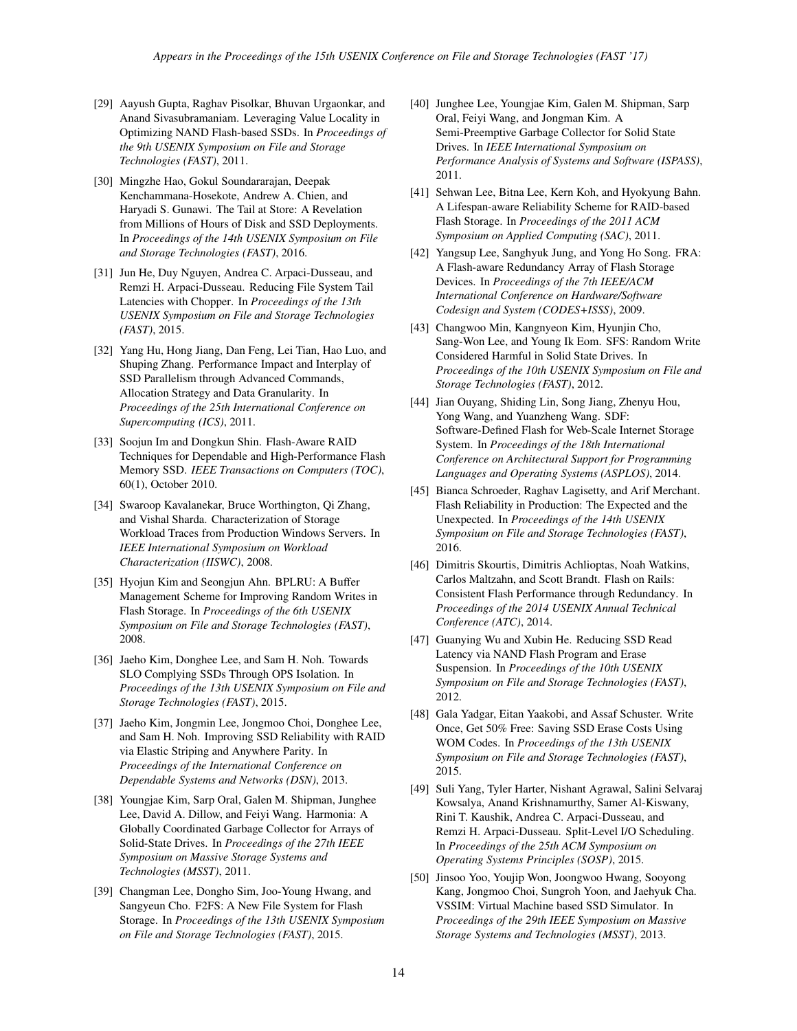[29] Aayush Gupta, Raghav Pisolkar, Bhuvan Urgaonkar, and Anand Sivasubramaniam. Leveraging Value Locality in Optimizing NAND Flash-based SSDs. In *Proceedings of the 9th USENIX Symposium on File and Storage Technologies (FAST)*, 2011.

[30] Mingzhe Hao, Gokul Soundararajan, Deepak Kenchammana-Hosekote, Andrew A. Chien, and Haryadi S. Gunawi. The Tail at Store: A Revelation from Millions of Hours of Disk and SSD Deployments. In *Proceedings of the 14th USENIX Symposium on File and Storage Technologies (FAST)*, 2016.

[31] Jun He, Duy Nguyen, Andrea C. Arpaci-Dusseau, and Remzi H. Arpaci-Dusseau. Reducing File System Tail Latencies with Chopper. In *Proceedings of the 13th USENIX Symposium on File and Storage Technologies (FAST)*, 2015.

[32] Yang Hu, Hong Jiang, Dan Feng, Lei Tian, Hao Luo, and Shuping Zhang. Performance Impact and Interplay of SSD Parallelism through Advanced Commands, Allocation Strategy and Data Granularity. In *Proceedings of the 25th International Conference on Supercomputing (ICS)*, 2011.

[33] Soojun Im and Dongkun Shin. Flash-Aware RAID Techniques for Dependable and High-Performance Flash Memory SSD. *IEEE Transactions on Computers (TOC)*, 60(1), October 2010.

[34] Swaroop Kavalanekar, Bruce Worthington, Qi Zhang, and Vishal Sharda. Characterization of Storage Workload Traces from Production Windows Servers. In *IEEE International Symposium on Workload Characterization (IISWC)*, 2008.

[35] Hyojun Kim and Seongjun Ahn. BPLRU: A Buffer Management Scheme for Improving Random Writes in Flash Storage. In *Proceedings of the 6th USENIX Symposium on File and Storage Technologies (FAST)*, 2008.

[36] Jaeho Kim, Donghee Lee, and Sam H. Noh. Towards SLO Complying SSDs Through OPS Isolation. In *Proceedings of the 13th USENIX Symposium on File and Storage Technologies (FAST)*, 2015.

[37] Jaeho Kim, Jongmin Lee, Jongmoo Choi, Donghee Lee, and Sam H. Noh. Improving SSD Reliability with RAID via Elastic Striping and Anywhere Parity. In *Proceedings of the International Conference on Dependable Systems and Networks (DSN)*, 2013.

[38] Youngjae Kim, Sarp Oral, Galen M. Shipman, Junghee Lee, David A. Dillow, and Feiyi Wang. Harmonia: A Globally Coordinated Garbage Collector for Arrays of Solid-State Drives. In *Proceedings of the 27th IEEE Symposium on Massive Storage Systems and Technologies (MSST)*, 2011.

[39] Changman Lee, Dongho Sim, Joo-Young Hwang, and Sangyeun Cho. F2FS: A New File System for Flash Storage. In *Proceedings of the 13th USENIX Symposium on File and Storage Technologies (FAST)*, 2015.

[40] Junghee Lee, Youngjae Kim, Galen M. Shipman, Sarp Oral, Feiyi Wang, and Jongman Kim. A Semi-Preemptive Garbage Collector for Solid State Drives. In *IEEE International Symposium on Performance Analysis of Systems and Software (ISPASS)*, 2011.

[41] Sehwan Lee, Bitna Lee, Kern Koh, and Hyokyung Bahn. A Lifespan-aware Reliability Scheme for RAID-based Flash Storage. In *Proceedings of the 2011 ACM Symposium on Applied Computing (SAC)*, 2011.

[42] Yangsup Lee, Sanghyuk Jung, and Yong Ho Song. FRA: A Flash-aware Redundancy Array of Flash Storage Devices. In *Proceedings of the 7th IEEE/ACM International Conference on Hardware/Software Codesign and System (CODES+ISSS)*, 2009.

[43] Changwoo Min, Kangnyeon Kim, Hyunjin Cho, Sang-Won Lee, and Young Ik Eom. SFS: Random Write Considered Harmful in Solid State Drives. In *Proceedings of the 10th USENIX Symposium on File and Storage Technologies (FAST)*, 2012.

[44] Jian Ouyang, Shiding Lin, Song Jiang, Zhenyu Hou, Yong Wang, and Yuanzheng Wang. SDF: Software-Defined Flash for Web-Scale Internet Storage System. In *Proceedings of the 18th International Conference on Architectural Support for Programming Languages and Operating Systems (ASPLOS)*, 2014.

[45] Bianca Schroeder, Raghav Lagisetty, and Arif Merchant. Flash Reliability in Production: The Expected and the Unexpected. In *Proceedings of the 14th USENIX Symposium on File and Storage Technologies (FAST)*, 2016.

[46] Dimitris Skourtis, Dimitris Achlioptas, Noah Watkins, Carlos Maltzahn, and Scott Brandt. Flash on Rails: Consistent Flash Performance through Redundancy. In *Proceedings of the 2014 USENIX Annual Technical Conference (ATC)*, 2014.

[47] Guanying Wu and Xubin He. Reducing SSD Read Latency via NAND Flash Program and Erase Suspension. In *Proceedings of the 10th USENIX Symposium on File and Storage Technologies (FAST)*, 2012.

[48] Gala Yadgar, Eitan Yaakobi, and Assaf Schuster. Write Once, Get 50% Free: Saving SSD Erase Costs Using WOM Codes. In *Proceedings of the 13th USENIX Symposium on File and Storage Technologies (FAST)*, 2015.

[49] Suli Yang, Tyler Harter, Nishant Agrawal, Salini Selvaraj Kowsalya, Anand Krishnamurthy, Samer Al-Kiswany, Rini T. Kaushik, Andrea C. Arpaci-Dusseau, and Remzi H. Arpaci-Dusseau. Split-Level I/O Scheduling. In *Proceedings of the 25th ACM Symposium on Operating Systems Principles (SOSP)*, 2015.

[50] Jinsoo Yoo, Youjip Won, Joongwoo Hwang, Sooyong Kang, Jongmoo Choi, Sungroh Yoon, and Jaehyuk Cha. VSSIM: Virtual Machine based SSD Simulator. In *Proceedings of the 29th IEEE Symposium on Massive Storage Systems and Technologies (MSST)*, 2013.